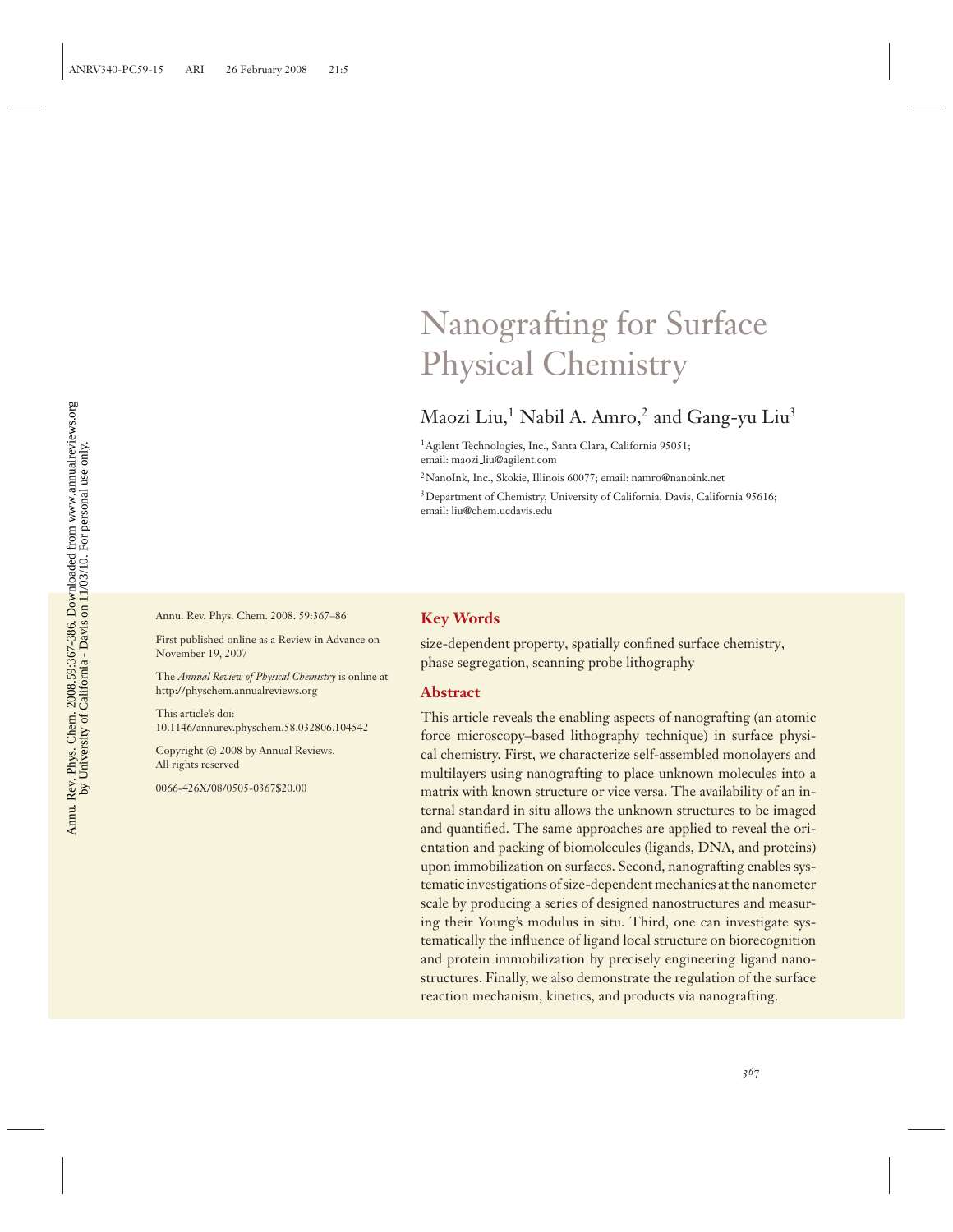# Nanografting for Surface Physical Chemistry

Maozi Liu,[1] Nabil A. Amro,[2] and Gang-yu Liu[3]

[1]Agilent Technologies, Inc., Santa Clara, California 95051; email: maozi_liu@agilent.com

[2]NanoInk, Inc., Skokie, Illinois 60077; email: namro@nanoink.net

[3]Department of Chemistry, University of California, Davis, California 95616; email: liu@chem.ucdavis.edu

Annu. Rev. Phys. Chem. 2008. 59:367–86

First published online as a Review in Advance on November 19, 2007

The *Annual Review of Physical Chemistry* is online at http://physchem.annualreviews.org

This article's doi: 10.1146/annurev.physchem.58.032806.104542

Copyright © 2008 by Annual Reviews. All rights reserved

0066-426X/08/0505-0367$20.00

## Key Words

size-dependent property, spatially confined surface chemistry, phase segregation, scanning probe lithography

## Abstract

This article reveals the enabling aspects of nanografting (an atomic force microscopy–based lithography technique) in surface physical chemistry. First, we characterize self-assembled monolayers and multilayers using nanografting to place unknown molecules into a matrix with known structure or vice versa. The availability of an internal standard in situ allows the unknown structures to be imaged and quantified. The same approaches are applied to reveal the orientation and packing of biomolecules (ligands, DNA, and proteins) upon immobilization on surfaces. Second, nanografting enables systematic investigations of size-dependent mechanics at the nanometer scale by producing a series of designed nanostructures and measuring their Young's modulus in situ. Third, one can investigate systematically the influence of ligand local structure on biorecognition and protein immobilization by precisely engineering ligand nanostructures. Finally, we also demonstrate the regulation of the surface reaction mechanism, kinetics, and products via nanografting.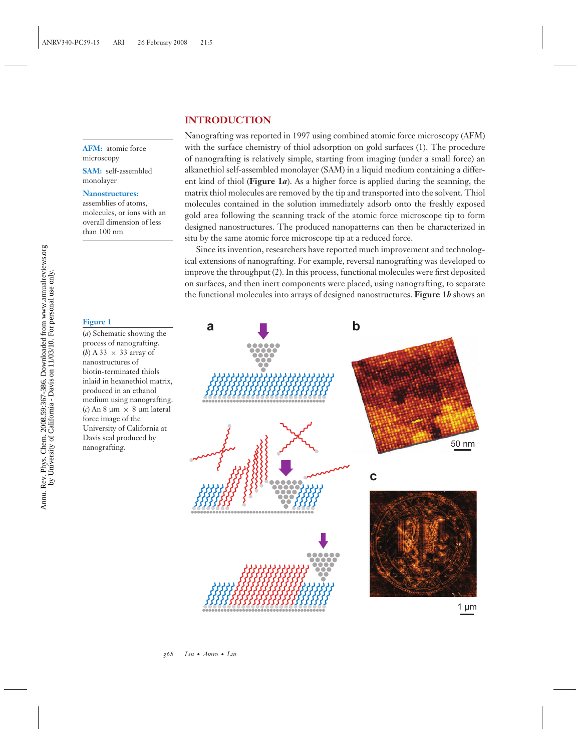## INTRODUCTION

**AFM:** atomic force microscopy

**SAM:** self-assembled monolayer

**Nanostructures:** assemblies of atoms, molecules, or ions with an overall dimension of less than 100 nm

Nanografting was reported in 1997 using combined atomic force microscopy (AFM) with the surface chemistry of thiol adsorption on gold surfaces (1). The procedure of nanografting is relatively simple, starting from imaging (under a small force) an alkanethiol self-assembled monolayer (SAM) in a liquid medium containing a different kind of thiol (**Figure 1*a***). As a higher force is applied during the scanning, the matrix thiol molecules are removed by the tip and transported into the solvent. Thiol molecules contained in the solution immediately adsorb onto the freshly exposed gold area following the scanning track of the atomic force microscope tip to form designed nanostructures. The produced nanopatterns can then be characterized in situ by the same atomic force microscope tip at a reduced force.

Since its invention, researchers have reported much improvement and technological extensions of nanografting. For example, reversal nanografting was developed to improve the throughput (2). In this process, functional molecules were first deposited on surfaces, and then inert components were placed, using nanografting, to separate the functional molecules into arrays of designed nanostructures. **Figure 1*b*** shows an

**Figure 1**

(*a*) Schematic showing the process of nanografting. (*b*) A 33 × 33 array of nanostructures of biotin-terminated thiols inlaid in hexanethiol matrix, produced in an ethanol medium using nanografting. (*c*) An 8 μm × 8 μm lateral force image of the University of California at Davis seal produced by nanografting.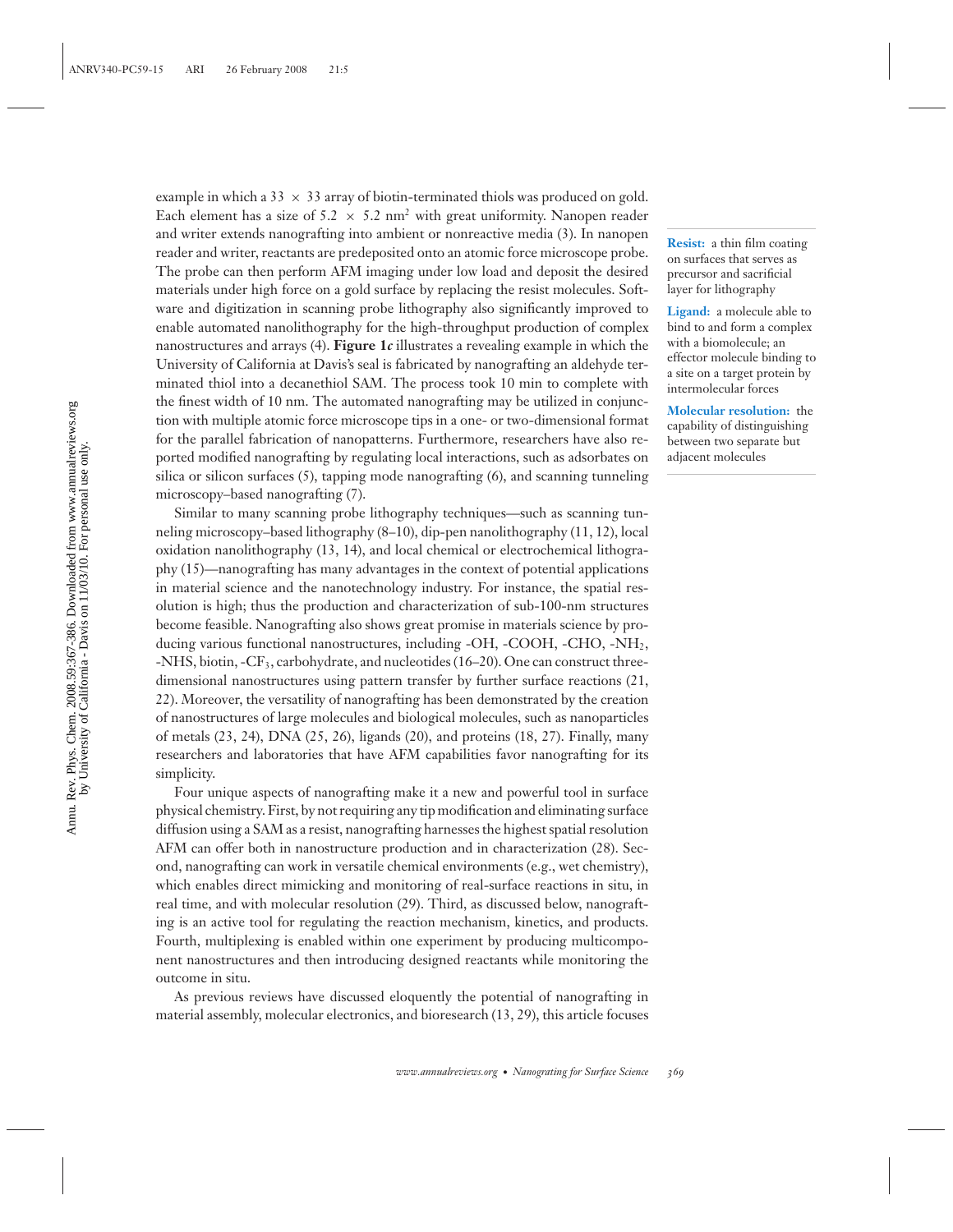example in which a 33 × 33 array of biotin-terminated thiols was produced on gold. Each element has a size of 5.2 × 5.2 nm$^2$ with great uniformity. Nanopen reader and writer extends nanografting into ambient or nonreactive media (3). In nanopen reader and writer, reactants are predeposited onto an atomic force microscope probe. The probe can then perform AFM imaging under low load and deposit the desired materials under high force on a gold surface by replacing the resist molecules. Software and digitization in scanning probe lithography also significantly improved to enable automated nanolithography for the high-throughput production of complex nanostructures and arrays (4). **Figure 1*c*** illustrates a revealing example in which the University of California at Davis's seal is fabricated by nanografting an aldehyde terminated thiol into a decanethiol SAM. The process took 10 min to complete with the finest width of 10 nm. The automated nanografting may be utilized in conjunction with multiple atomic force microscope tips in a one- or two-dimensional format for the parallel fabrication of nanopatterns. Furthermore, researchers have also reported modified nanografting by regulating local interactions, such as adsorbates on silica or silicon surfaces (5), tapping mode nanografting (6), and scanning tunneling microscopy–based nanografting (7).

**Resist:** a thin film coating on surfaces that serves as precursor and sacrificial layer for lithography

**Ligand:** a molecule able to bind to and form a complex with a biomolecule; an effector molecule binding to a site on a target protein by intermolecular forces

**Molecular resolution:** the capability of distinguishing between two separate but adjacent molecules

Similar to many scanning probe lithography techniques—such as scanning tunneling microscopy–based lithography (8–10), dip-pen nanolithography (11, 12), local oxidation nanolithography (13, 14), and local chemical or electrochemical lithography (15)—nanografting has many advantages in the context of potential applications in material science and the nanotechnology industry. For instance, the spatial resolution is high; thus the production and characterization of sub-100-nm structures become feasible. Nanografting also shows great promise in materials science by producing various functional nanostructures, including -OH, -COOH, -CHO, $-NH_2$, -NHS, biotin, $-CF_3$, carbohydrate, and nucleotides (16–20). One can construct three-dimensional nanostructures using pattern transfer by further surface reactions (21, 22). Moreover, the versatility of nanografting has been demonstrated by the creation of nanostructures of large molecules and biological molecules, such as nanoparticles of metals (23, 24), DNA (25, 26), ligands (20), and proteins (18, 27). Finally, many researchers and laboratories that have AFM capabilities favor nanografting for its simplicity.

Four unique aspects of nanografting make it a new and powerful tool in surface physical chemistry. First, by not requiring any tip modification and eliminating surface diffusion using a SAM as a resist, nanografting harnesses the highest spatial resolution AFM can offer both in nanostructure production and in characterization (28). Second, nanografting can work in versatile chemical environments (e.g., wet chemistry), which enables direct mimicking and monitoring of real-surface reactions in situ, in real time, and with molecular resolution (29). Third, as discussed below, nanografting is an active tool for regulating the reaction mechanism, kinetics, and products. Fourth, multiplexing is enabled within one experiment by producing multicomponent nanostructures and then introducing designed reactants while monitoring the outcome in situ.

As previous reviews have discussed eloquently the potential of nanografting in material assembly, molecular electronics, and bioresearch (13, 29), this article focuses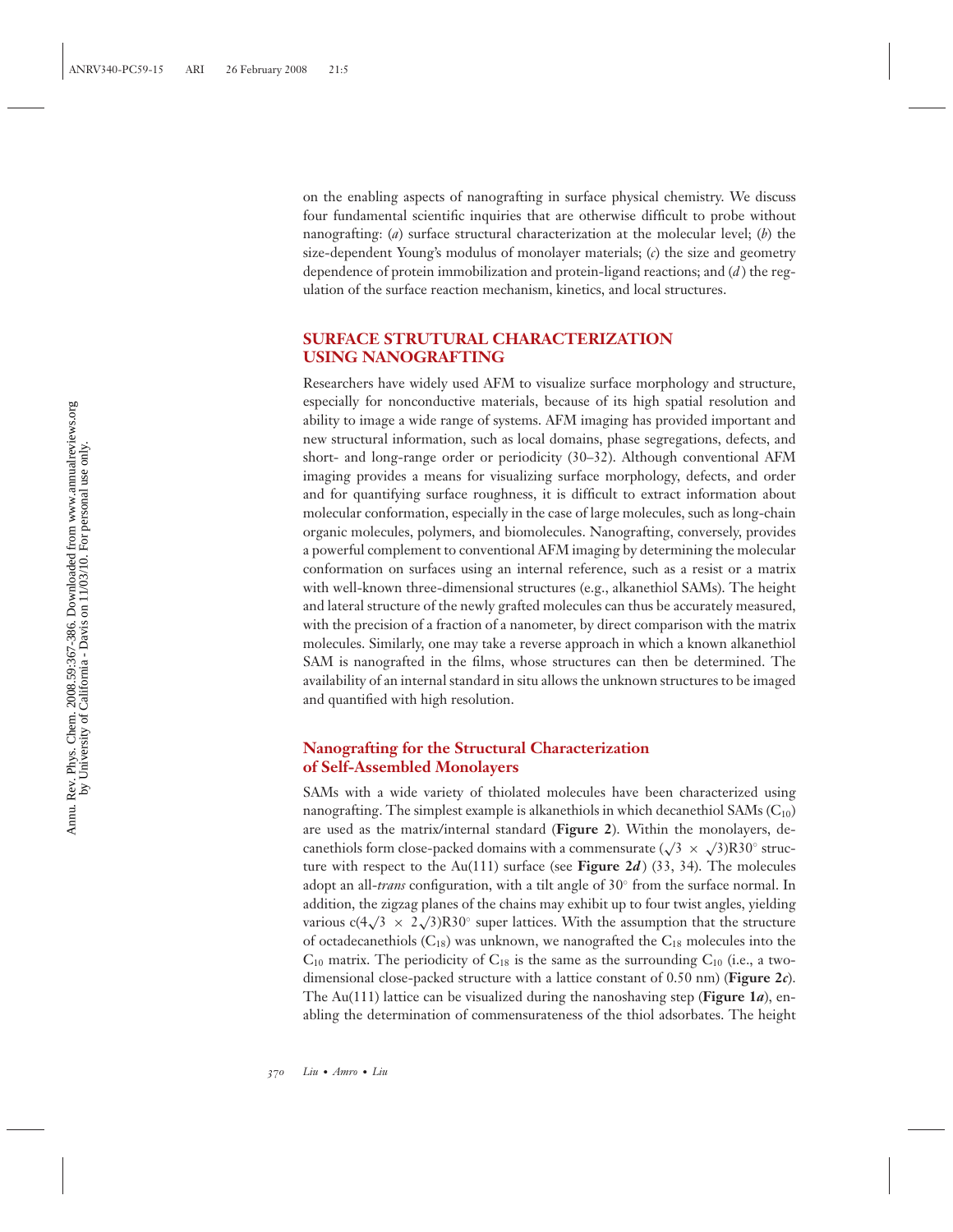on the enabling aspects of nanografting in surface physical chemistry. We discuss four fundamental scientific inquiries that are otherwise difficult to probe without nanografting: (*a*) surface structural characterization at the molecular level; (*b*) the size-dependent Young's modulus of monolayer materials; (*c*) the size and geometry dependence of protein immobilization and protein-ligand reactions; and (*d*) the regulation of the surface reaction mechanism, kinetics, and local structures.

## SURFACE STRUTURAL CHARACTERIZATION USING NANOGRAFTING

Researchers have widely used AFM to visualize surface morphology and structure, especially for nonconductive materials, because of its high spatial resolution and ability to image a wide range of systems. AFM imaging has provided important and new structural information, such as local domains, phase segregations, defects, and short- and long-range order or periodicity (30–32). Although conventional AFM imaging provides a means for visualizing surface morphology, defects, and order and for quantifying surface roughness, it is difficult to extract information about molecular conformation, especially in the case of large molecules, such as long-chain organic molecules, polymers, and biomolecules. Nanografting, conversely, provides a powerful complement to conventional AFM imaging by determining the molecular conformation on surfaces using an internal reference, such as a resist or a matrix with well-known three-dimensional structures (e.g., alkanethiol SAMs). The height and lateral structure of the newly grafted molecules can thus be accurately measured, with the precision of a fraction of a nanometer, by direct comparison with the matrix molecules. Similarly, one may take a reverse approach in which a known alkanethiol SAM is nanografted in the films, whose structures can then be determined. The availability of an internal standard in situ allows the unknown structures to be imaged and quantified with high resolution.

### Nanografting for the Structural Characterization of Self-Assembled Monolayers

SAMs with a wide variety of thiolated molecules have been characterized using nanografting. The simplest example is alkanethiols in which decanethiol SAMs ($C_{10}$) are used as the matrix/internal standard (**Figure 2**). Within the monolayers, decanethiols form close-packed domains with a commensurate $(\sqrt{3} \times \sqrt{3})R30^{\circ}$ structure with respect to the Au(111) surface (see **Figure 2*d***) (33, 34). The molecules adopt an all-*trans* configuration, with a tilt angle of 30° from the surface normal. In addition, the zigzag planes of the chains may exhibit up to four twist angles, yielding various $c(4\sqrt{3} \times 2\sqrt{3})R30^{\circ}$ super lattices. With the assumption that the structure of octadecanethiols ($C_{18}$) was unknown, we nanografted the $C_{18}$ molecules into the $C_{10}$ matrix. The periodicity of $C_{18}$ is the same as the surrounding $C_{10}$ (i.e., a two-dimensional close-packed structure with a lattice constant of 0.50 nm) (**Figure 2*c***). The Au(111) lattice can be visualized during the nanoshaving step (**Figure 1*a***), enabling the determination of commensurateness of the thiol adsorbates. The height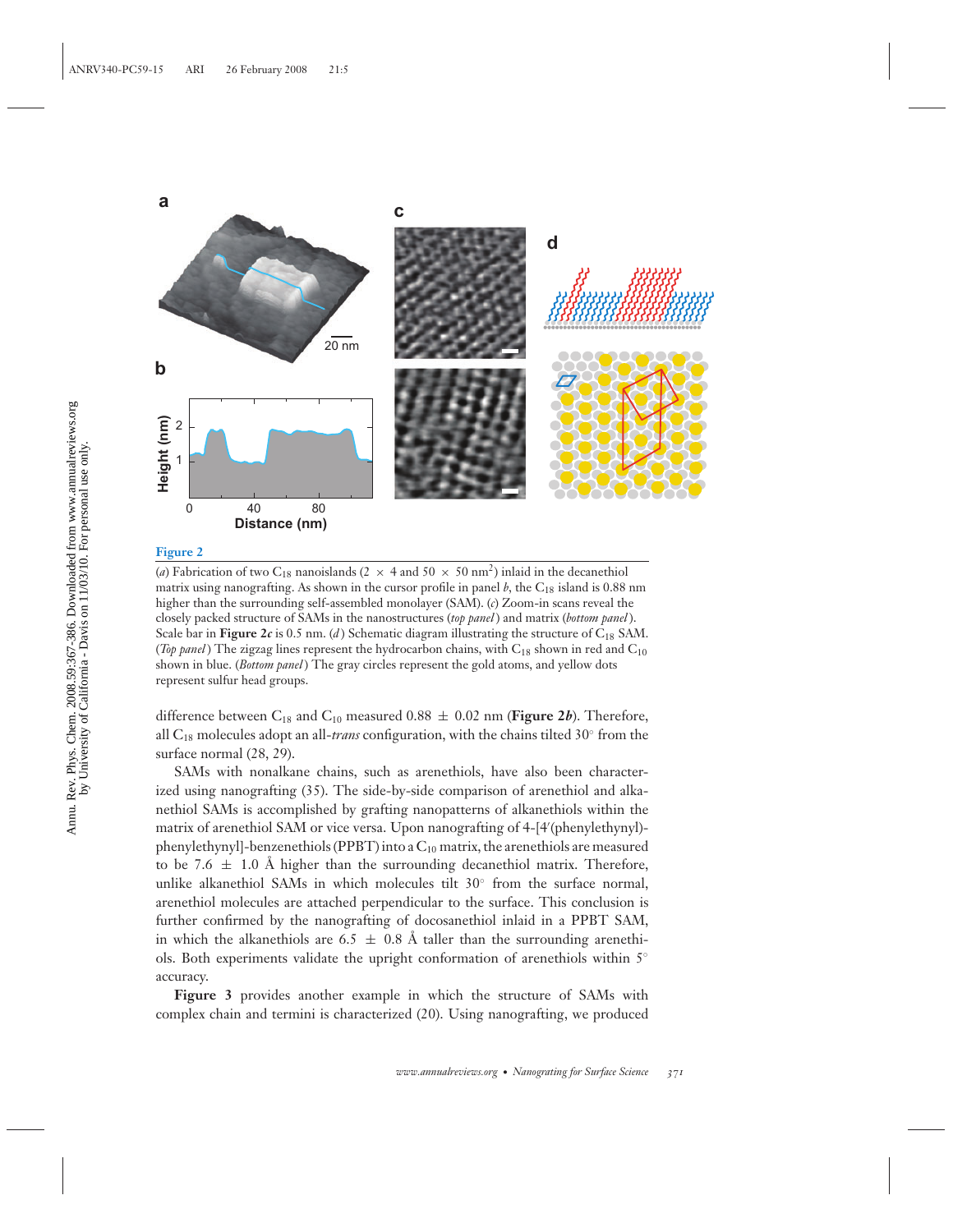**Figure 2**

(*a*) Fabrication of two $C_{18}$ nanoislands ($2 \times 4$ and $50 \times 50$ $nm^2$) inlaid in the decanethiol matrix using nanografting. As shown in the cursor profile in panel *b*, the $C_{18}$ island is 0.88 nm higher than the surrounding self-assembled monolayer (SAM). (*c*) Zoom-in scans reveal the closely packed structure of SAMs in the nanostructures (*top panel*) and matrix (*bottom panel*). Scale bar in **Figure 2*c*** is 0.5 nm. (*d*) Schematic diagram illustrating the structure of $C_{18}$ SAM. (*Top panel*) The zigzag lines represent the hydrocarbon chains, with $C_{18}$ shown in red and $C_{10}$ shown in blue. (*Bottom panel*) The gray circles represent the gold atoms, and yellow dots represent sulfur head groups.

difference between $C_{18}$ and $C_{10}$ measured $0.88 \pm 0.02$ nm (**Figure 2*b***). Therefore, all $C_{18}$ molecules adopt an all-*trans* configuration, with the chains tilted 30° from the surface normal (28, 29).

SAMs with nonalkane chains, such as arenethiols, have also been characterized using nanografting (35). The side-by-side comparison of arenethiol and alkanethiol SAMs is accomplished by grafting nanopatterns of alkanethiols within the matrix of arenethiol SAM or vice versa. Upon nanografting of 4-[4′(phenylethynyl)-phenylethynyl]-benzenethiols (PPBT) into a $C_{10}$ matrix, the arenethiols are measured to be $7.6 \pm 1.0$ Å higher than the surrounding decanethiol matrix. Therefore, unlike alkanethiol SAMs in which molecules tilt 30° from the surface normal, arenethiol molecules are attached perpendicular to the surface. This conclusion is further confirmed by the nanografting of docosanethiol inlaid in a PPBT SAM, in which the alkanethiols are $6.5 \pm 0.8$ Å taller than the surrounding arenethiols. Both experiments validate the upright conformation of arenethiols within 5° accuracy.

**Figure 3** provides another example in which the structure of SAMs with complex chain and termini is characterized (20). Using nanografting, we produced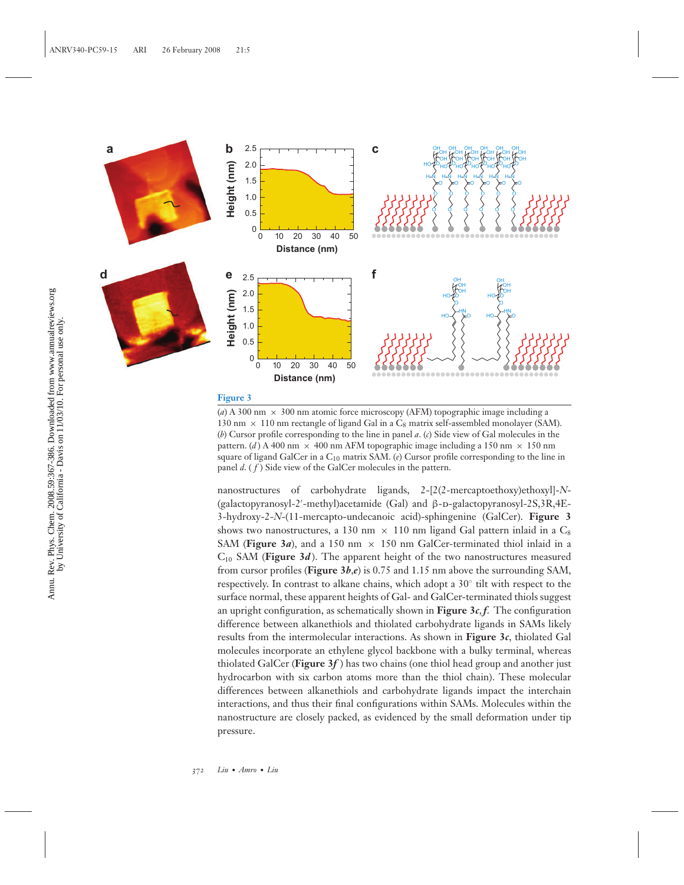**Figure 3**

(*a*) A 300 nm × 300 nm atomic force microscopy (AFM) topographic image including a 130 nm × 110 nm rectangle of ligand Gal in a $C_8$ matrix self-assembled monolayer (SAM). (*b*) Cursor profile corresponding to the line in panel *a*. (*c*) Side view of Gal molecules in the pattern. (*d*) A 400 nm × 400 nm AFM topographic image including a 150 nm × 150 nm square of ligand GalCer in a $C_{10}$ matrix SAM. (*e*) Cursor profile corresponding to the line in panel *d*. (*f*) Side view of the GalCer molecules in the pattern.

nanostructures of carbohydrate ligands, 2-[2(2-mercaptoethoxy)ethoxyl]-*N*-(galactopyranosyl-2′-methyl)acetamide (Gal) and β-D-galactopyranosyl-2S,3R,4E-3-hydroxy-2-*N*-(11-mercapto-undecanoic acid)-sphingenine (GalCer). **Figure 3** shows two nanostructures, a 130 nm × 110 nm ligand Gal pattern inlaid in a $C_8$ SAM (**Figure 3*a***), and a 150 nm × 150 nm GalCer-terminated thiol inlaid in a $C_{10}$ SAM (**Figure 3*d***). The apparent height of the two nanostructures measured from cursor profiles (**Figure 3*b*,*e***) is 0.75 and 1.15 nm above the surrounding SAM, respectively. In contrast to alkane chains, which adopt a 30° tilt with respect to the surface normal, these apparent heights of Gal- and GalCer-terminated thiols suggest an upright configuration, as schematically shown in **Figure 3*c*,*f***. The configuration difference between alkanethiols and thiolated carbohydrate ligands in SAMs likely results from the intermolecular interactions. As shown in **Figure 3*c***, thiolated Gal molecules incorporate an ethylene glycol backbone with a bulky terminal, whereas thiolated GalCer (**Figure 3*f***) has two chains (one thiol head group and another just hydrocarbon with six carbon atoms more than the thiol chain). These molecular differences between alkanethiols and carbohydrate ligands impact the interchain interactions, and thus their final configurations within SAMs. Molecules within the nanostructure are closely packed, as evidenced by the small deformation under tip pressure.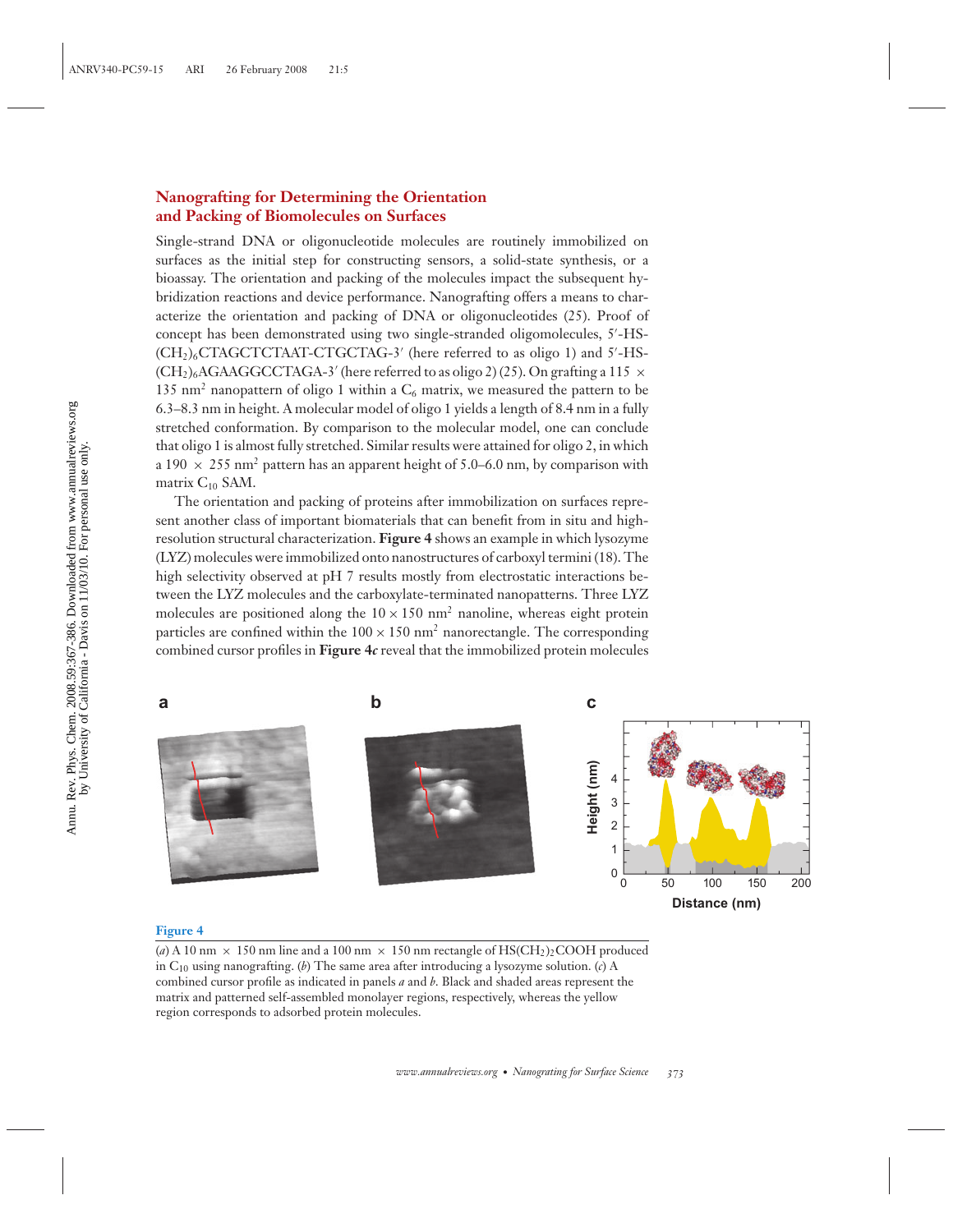## Nanografting for Determining the Orientation and Packing of Biomolecules on Surfaces

Single-strand DNA or oligonucleotide molecules are routinely immobilized on surfaces as the initial step for constructing sensors, a solid-state synthesis, or a bioassay. The orientation and packing of the molecules impact the subsequent hybridization reactions and device performance. Nanografting offers a means to characterize the orientation and packing of DNA or oligonucleotides (25). Proof of concept has been demonstrated using two single-stranded oligomolecules, 5′-HS-$(CH_2)_6$CTAGCTCTAAT-CTGCTAG-3′ (here referred to as oligo 1) and 5′-HS-$(CH_2)_6$AGAAGGCCTAGA-3′ (here referred to as oligo 2) (25). On grafting a 115 × 135 nm² nanopattern of oligo 1 within a $C_6$ matrix, we measured the pattern to be 6.3–8.3 nm in height. A molecular model of oligo 1 yields a length of 8.4 nm in a fully stretched conformation. By comparison to the molecular model, one can conclude that oligo 1 is almost fully stretched. Similar results were attained for oligo 2, in which a 190 × 255 nm² pattern has an apparent height of 5.0–6.0 nm, by comparison with matrix $C_{10}$ SAM.

The orientation and packing of proteins after immobilization on surfaces represent another class of important biomaterials that can benefit from in situ and high-resolution structural characterization. **Figure 4** shows an example in which lysozyme (LYZ) molecules were immobilized onto nanostructures of carboxyl termini (18). The high selectivity observed at pH 7 results mostly from electrostatic interactions between the LYZ molecules and the carboxylate-terminated nanopatterns. Three LYZ molecules are positioned along the 10 × 150 nm² nanoline, whereas eight protein particles are confined within the 100 × 150 nm² nanorectangle. The corresponding combined cursor profiles in **Figure 4*c*** reveal that the immobilized protein molecules

**Figure 4**

(*a*) A 10 nm × 150 nm line and a 100 nm × 150 nm rectangle of $HS(CH_2)_2COOH$ produced in $C_{10}$ using nanografting. (*b*) The same area after introducing a lysozyme solution. (*c*) A combined cursor profile as indicated in panels *a* and *b*. Black and shaded areas represent the matrix and patterned self-assembled monolayer regions, respectively, whereas the yellow region corresponds to adsorbed protein molecules.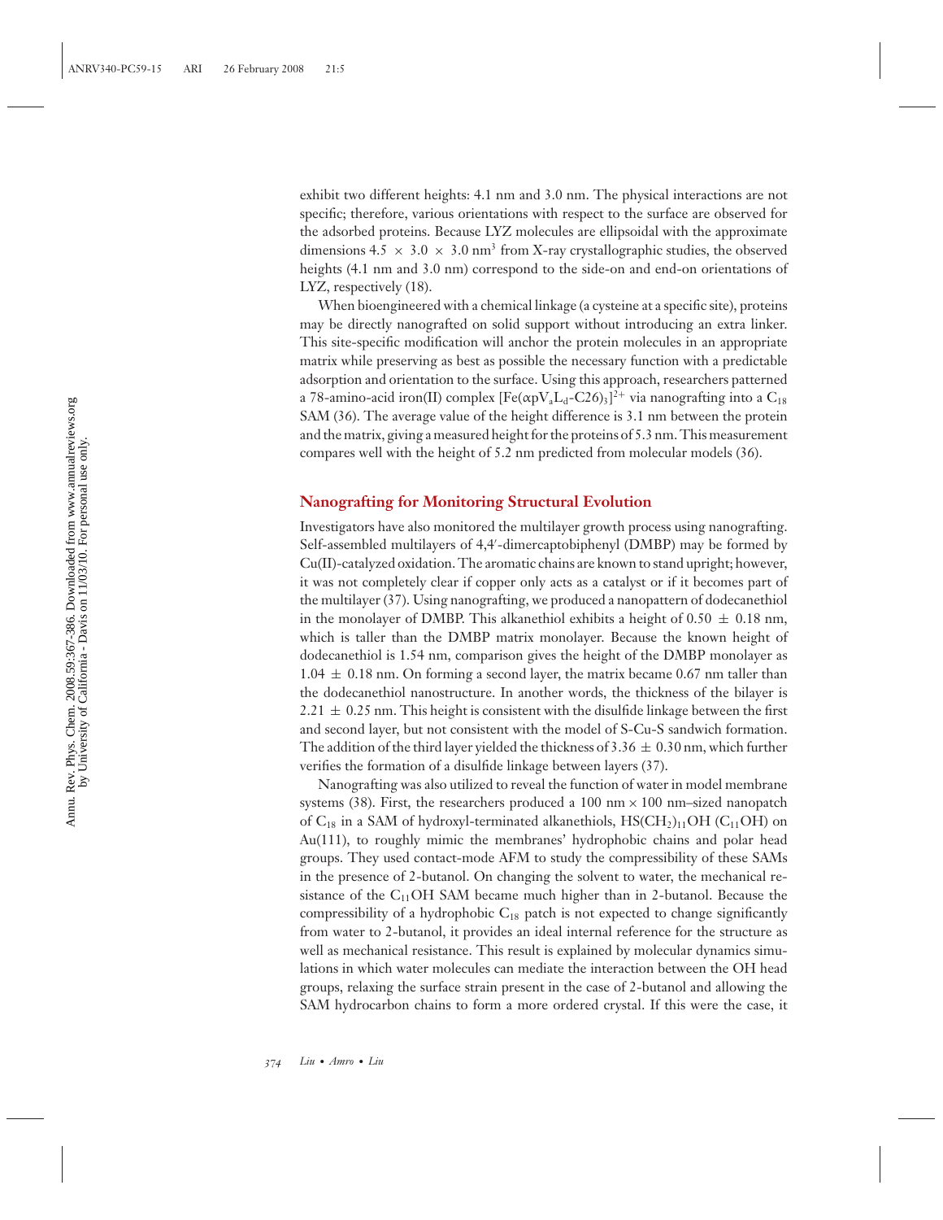exhibit two different heights: 4.1 nm and 3.0 nm. The physical interactions are not specific; therefore, various orientations with respect to the surface are observed for the adsorbed proteins. Because LYZ molecules are ellipsoidal with the approximate dimensions $4.5 \times 3.0 \times 3.0\ \text{nm}^3$ from X-ray crystallographic studies, the observed heights (4.1 nm and 3.0 nm) correspond to the side-on and end-on orientations of LYZ, respectively (18).

When bioengineered with a chemical linkage (a cysteine at a specific site), proteins may be directly nanografted on solid support without introducing an extra linker. This site-specific modification will anchor the protein molecules in an appropriate matrix while preserving as best as possible the necessary function with a predictable adsorption and orientation to the surface. Using this approach, researchers patterned a 78-amino-acid iron(II) complex $[Fe(\alpha pV_aL_d\text{-}C26)_3]^{2+}$ via nanografting into a $C_{18}$ SAM (36). The average value of the height difference is 3.1 nm between the protein and the matrix, giving a measured height for the proteins of 5.3 nm. This measurement compares well with the height of 5.2 nm predicted from molecular models (36).

## Nanografting for Monitoring Structural Evolution

Investigators have also monitored the multilayer growth process using nanografting. Self-assembled multilayers of 4,4′-dimercaptobiphenyl (DMBP) may be formed by Cu(II)-catalyzed oxidation. The aromatic chains are known to stand upright; however, it was not completely clear if copper only acts as a catalyst or if it becomes part of the multilayer (37). Using nanografting, we produced a nanopattern of dodecanethiol in the monolayer of DMBP. This alkanethiol exhibits a height of $0.50 \pm 0.18$ nm, which is taller than the DMBP matrix monolayer. Because the known height of dodecanethiol is 1.54 nm, comparison gives the height of the DMBP monolayer as $1.04 \pm 0.18$ nm. On forming a second layer, the matrix became 0.67 nm taller than the dodecanethiol nanostructure. In another words, the thickness of the bilayer is $2.21 \pm 0.25$ nm. This height is consistent with the disulfide linkage between the first and second layer, but not consistent with the model of S-Cu-S sandwich formation. The addition of the third layer yielded the thickness of $3.36 \pm 0.30$ nm, which further verifies the formation of a disulfide linkage between layers (37).

Nanografting was also utilized to reveal the function of water in model membrane systems (38). First, the researchers produced a $100\ \text{nm} \times 100$ nm–sized nanopatch of $C_{18}$ in a SAM of hydroxyl-terminated alkanethiols, $HS(CH_2)_{11}OH$ ($C_{11}OH$) on Au(111), to roughly mimic the membranes' hydrophobic chains and polar head groups. They used contact-mode AFM to study the compressibility of these SAMs in the presence of 2-butanol. On changing the solvent to water, the mechanical resistance of the $C_{11}OH$ SAM became much higher than in 2-butanol. Because the compressibility of a hydrophobic $C_{18}$ patch is not expected to change significantly from water to 2-butanol, it provides an ideal internal reference for the structure as well as mechanical resistance. This result is explained by molecular dynamics simulations in which water molecules can mediate the interaction between the OH head groups, relaxing the surface strain present in the case of 2-butanol and allowing the SAM hydrocarbon chains to form a more ordered crystal. If this were the case, it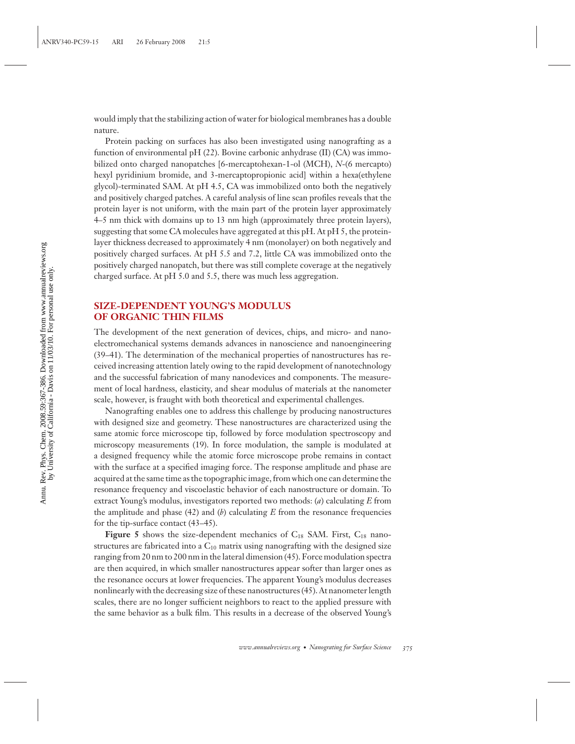would imply that the stabilizing action of water for biological membranes has a double nature.

Protein packing on surfaces has also been investigated using nanografting as a function of environmental pH (22). Bovine carbonic anhydrase (II) (CA) was immobilized onto charged nanopatches [6-mercaptohexan-1-ol (MCH), *N*-(6 mercapto) hexyl pyridinium bromide, and 3-mercaptopropionic acid] within a hexa(ethylene glycol)-terminated SAM. At pH 4.5, CA was immobilized onto both the negatively and positively charged patches. A careful analysis of line scan profiles reveals that the protein layer is not uniform, with the main part of the protein layer approximately 4–5 nm thick with domains up to 13 nm high (approximately three protein layers), suggesting that some CA molecules have aggregated at this pH. At pH 5, the protein-layer thickness decreased to approximately 4 nm (monolayer) on both negatively and positively charged surfaces. At pH 5.5 and 7.2, little CA was immobilized onto the positively charged nanopatch, but there was still complete coverage at the negatively charged surface. At pH 5.0 and 5.5, there was much less aggregation.

## SIZE-DEPENDENT YOUNG'S MODULUS OF ORGANIC THIN FILMS

The development of the next generation of devices, chips, and micro- and nanoelectromechanical systems demands advances in nanoscience and nanoengineering (39–41). The determination of the mechanical properties of nanostructures has received increasing attention lately owing to the rapid development of nanotechnology and the successful fabrication of many nanodevices and components. The measurement of local hardness, elasticity, and shear modulus of materials at the nanometer scale, however, is fraught with both theoretical and experimental challenges.

Nanografting enables one to address this challenge by producing nanostructures with designed size and geometry. These nanostructures are characterized using the same atomic force microscope tip, followed by force modulation spectroscopy and microscopy measurements (19). In force modulation, the sample is modulated at a designed frequency while the atomic force microscope probe remains in contact with the surface at a specified imaging force. The response amplitude and phase are acquired at the same time as the topographic image, from which one can determine the resonance frequency and viscoelastic behavior of each nanostructure or domain. To extract Young's modulus, investigators reported two methods: (*a*) calculating $E$ from the amplitude and phase (42) and (*b*) calculating $E$ from the resonance frequencies for the tip-surface contact (43–45).

**Figure 5** shows the size-dependent mechanics of $C_{18}$ SAM. First, $C_{18}$ nanostructures are fabricated into a $C_{10}$ matrix using nanografting with the designed size ranging from 20 nm to 200 nm in the lateral dimension (45). Force modulation spectra are then acquired, in which smaller nanostructures appear softer than larger ones as the resonance occurs at lower frequencies. The apparent Young's modulus decreases nonlinearly with the decreasing size of these nanostructures (45). At nanometer length scales, there are no longer sufficient neighbors to react to the applied pressure with the same behavior as a bulk film. This results in a decrease of the observed Young's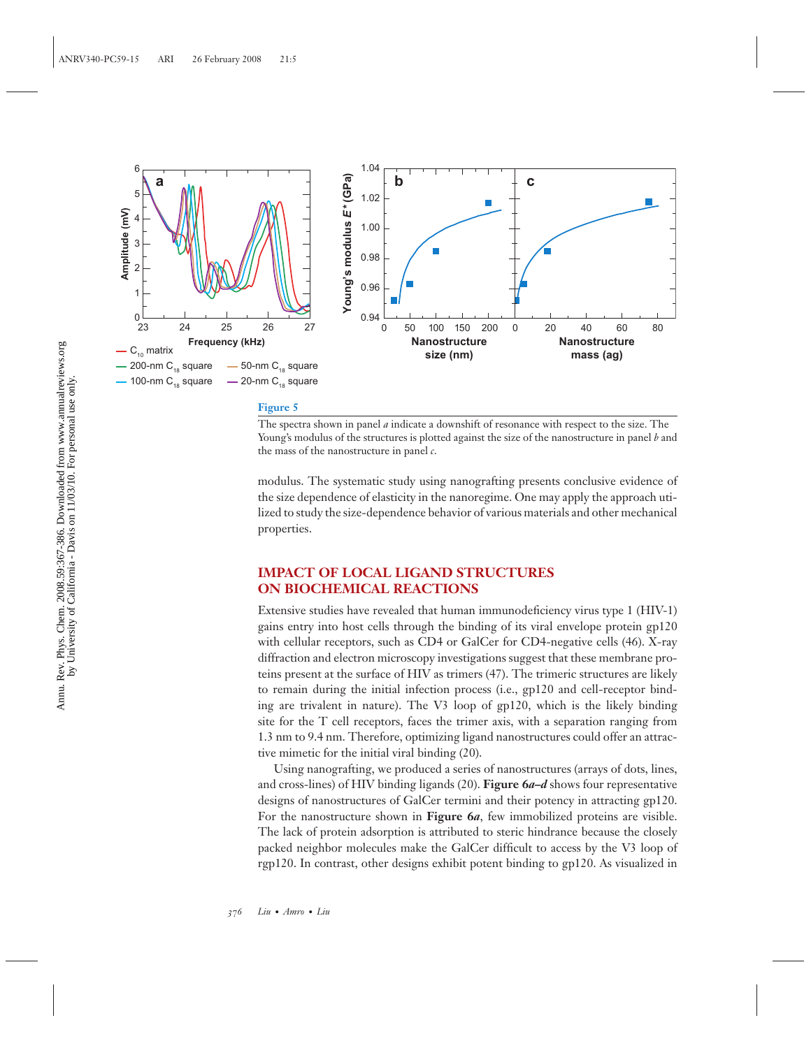**Figure 5**

The spectra shown in panel *a* indicate a downshift of resonance with respect to the size. The Young's modulus of the structures is plotted against the size of the nanostructure in panel *b* and the mass of the nanostructure in panel *c*.

modulus. The systematic study using nanografting presents conclusive evidence of the size dependence of elasticity in the nanoregime. One may apply the approach utilized to study the size-dependence behavior of various materials and other mechanical properties.

## IMPACT OF LOCAL LIGAND STRUCTURES ON BIOCHEMICAL REACTIONS

Extensive studies have revealed that human immunodeficiency virus type 1 (HIV-1) gains entry into host cells through the binding of its viral envelope protein gp120 with cellular receptors, such as CD4 or GalCer for CD4-negative cells (46). X-ray diffraction and electron microscopy investigations suggest that these membrane proteins present at the surface of HIV as trimers (47). The trimeric structures are likely to remain during the initial infection process (i.e., gp120 and cell-receptor binding are trivalent in nature). The V3 loop of gp120, which is the likely binding site for the T cell receptors, faces the trimer axis, with a separation ranging from 1.3 nm to 9.4 nm. Therefore, optimizing ligand nanostructures could offer an attractive mimetic for the initial viral binding (20).

Using nanografting, we produced a series of nanostructures (arrays of dots, lines, and cross-lines) of HIV binding ligands (20). **Figure 6*a–d*** shows four representative designs of nanostructures of GalCer termini and their potency in attracting gp120. For the nanostructure shown in **Figure 6*a***, few immobilized proteins are visible. The lack of protein adsorption is attributed to steric hindrance because the closely packed neighbor molecules make the GalCer difficult to access by the V3 loop of rgp120. In contrast, other designs exhibit potent binding to gp120. As visualized in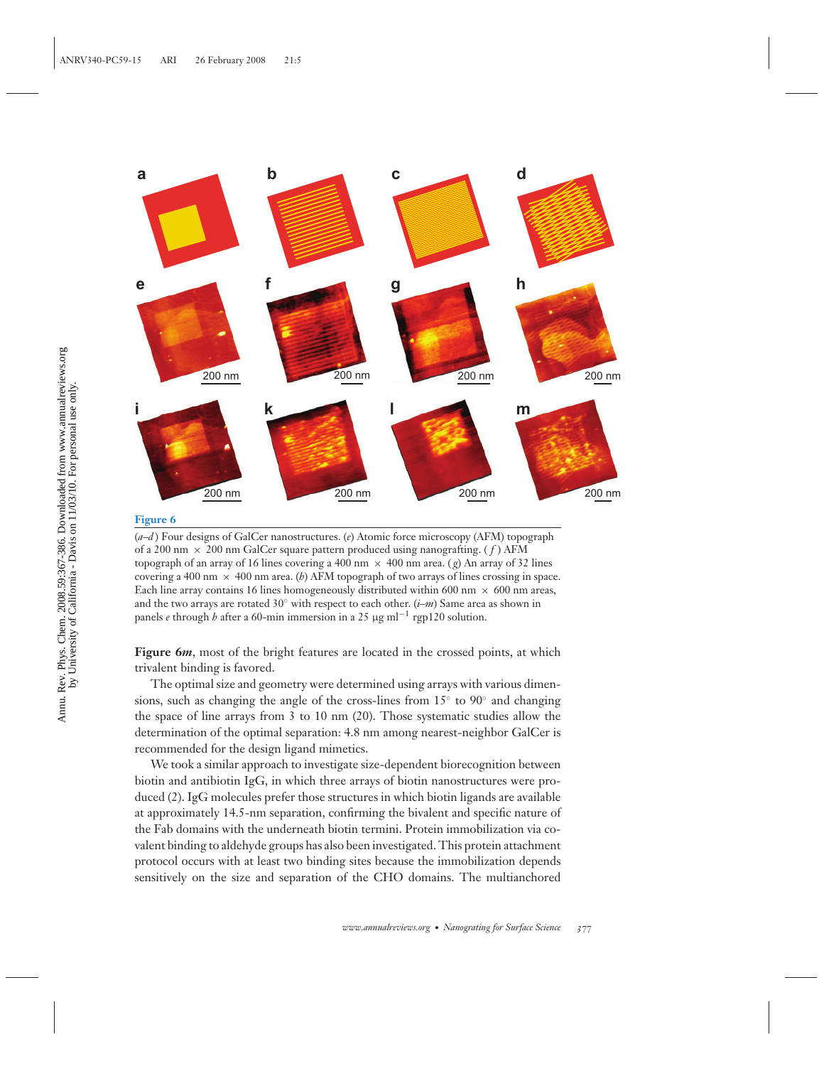**Figure 6**

(*a–d*) Four designs of GalCer nanostructures. (*e*) Atomic force microscopy (AFM) topograph of a 200 nm × 200 nm GalCer square pattern produced using nanografting. (*f*) AFM topograph of an array of 16 lines covering a 400 nm × 400 nm area. (*g*) An array of 32 lines covering a 400 nm × 400 nm area. (*h*) AFM topograph of two arrays of lines crossing in space. Each line array contains 16 lines homogeneously distributed within 600 nm × 600 nm areas, and the two arrays are rotated 30° with respect to each other. (*i–m*) Same area as shown in panels *e* through *h* after a 60-min immersion in a 25 μg ml$^{-1}$ rgp120 solution.

**Figure 6*m***, most of the bright features are located in the crossed points, at which trivalent binding is favored.

The optimal size and geometry were determined using arrays with various dimensions, such as changing the angle of the cross-lines from 15° to 90° and changing the space of line arrays from 3 to 10 nm (20). Those systematic studies allow the determination of the optimal separation: 4.8 nm among nearest-neighbor GalCer is recommended for the design ligand mimetics.

We took a similar approach to investigate size-dependent biorecognition between biotin and antibiotin IgG, in which three arrays of biotin nanostructures were produced (2). IgG molecules prefer those structures in which biotin ligands are available at approximately 14.5-nm separation, confirming the bivalent and specific nature of the Fab domains with the underneath biotin termini. Protein immobilization via covalent binding to aldehyde groups has also been investigated. This protein attachment protocol occurs with at least two binding sites because the immobilization depends sensitively on the size and separation of the CHO domains. The multianchored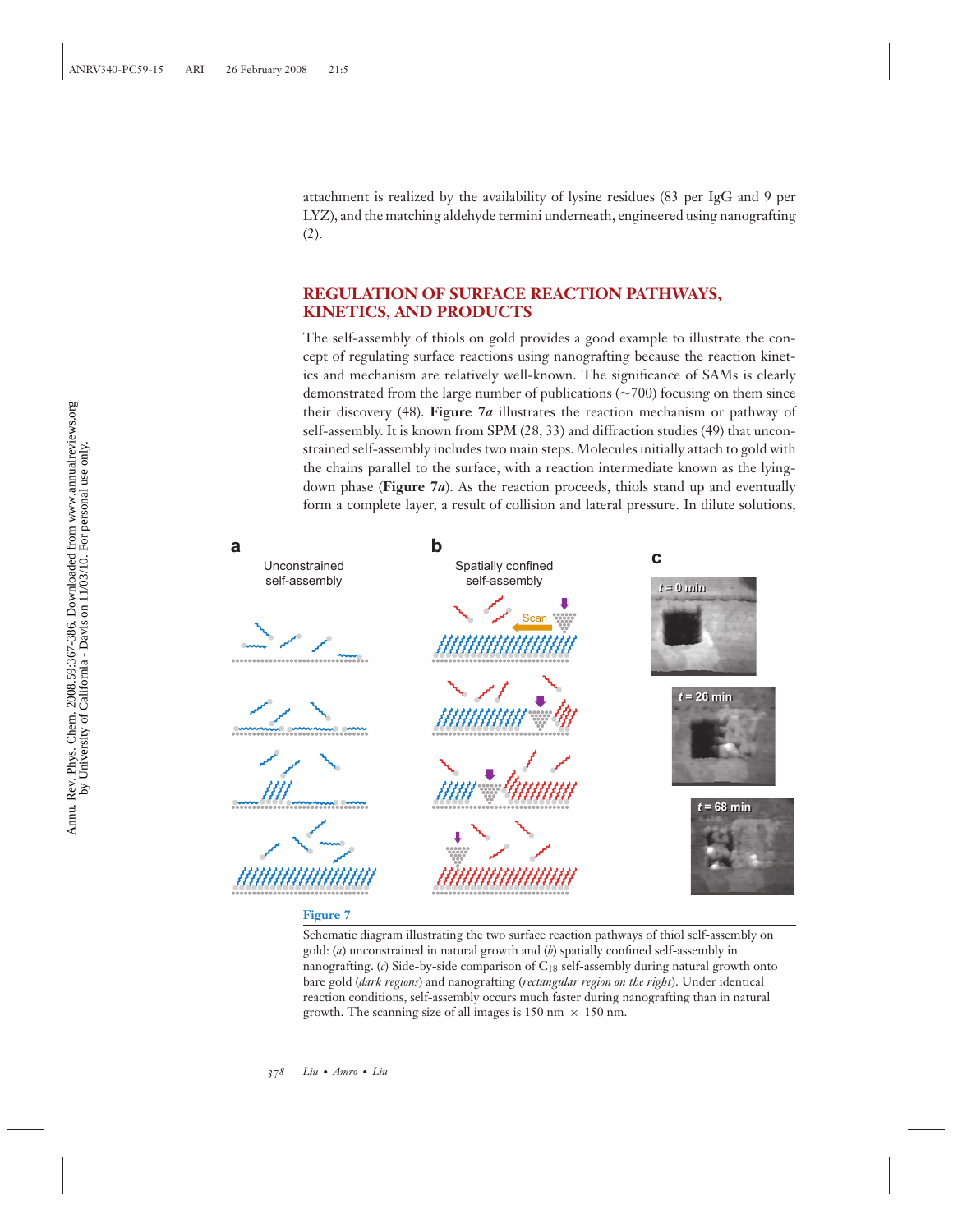attachment is realized by the availability of lysine residues (83 per IgG and 9 per LYZ), and the matching aldehyde termini underneath, engineered using nanografting (2).

## REGULATION OF SURFACE REACTION PATHWAYS, KINETICS, AND PRODUCTS

The self-assembly of thiols on gold provides a good example to illustrate the concept of regulating surface reactions using nanografting because the reaction kinetics and mechanism are relatively well-known. The significance of SAMs is clearly demonstrated from the large number of publications (~700) focusing on them since their discovery (48). **Figure 7*a*** illustrates the reaction mechanism or pathway of self-assembly. It is known from SPM (28, 33) and diffraction studies (49) that unconstrained self-assembly includes two main steps. Molecules initially attach to gold with the chains parallel to the surface, with a reaction intermediate known as the lying-down phase (**Figure 7*a***). As the reaction proceeds, thiols stand up and eventually form a complete layer, a result of collision and lateral pressure. In dilute solutions,

**Figure 7**

Schematic diagram illustrating the two surface reaction pathways of thiol self-assembly on gold: (*a*) unconstrained in natural growth and (*b*) spatially confined self-assembly in nanografting. (*c*) Side-by-side comparison of $C_{18}$ self-assembly during natural growth onto bare gold (*dark regions*) and nanografting (*rectangular region on the right*). Under identical reaction conditions, self-assembly occurs much faster during nanografting than in natural growth. The scanning size of all images is 150 nm × 150 nm.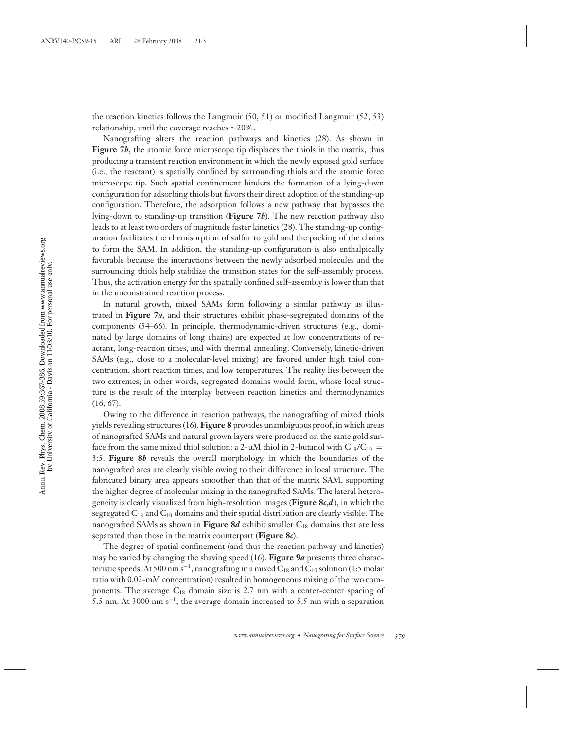the reaction kinetics follows the Langmuir (50, 51) or modified Langmuir (52, 53) relationship, until the coverage reaches ~20%.

Nanografting alters the reaction pathways and kinetics (28). As shown in **Figure 7*b***, the atomic force microscope tip displaces the thiols in the matrix, thus producing a transient reaction environment in which the newly exposed gold surface (i.e., the reactant) is spatially confined by surrounding thiols and the atomic force microscope tip. Such spatial confinement hinders the formation of a lying-down configuration for adsorbing thiols but favors their direct adoption of the standing-up configuration. Therefore, the adsorption follows a new pathway that bypasses the lying-down to standing-up transition (**Figure 7*b***). The new reaction pathway also leads to at least two orders of magnitude faster kinetics (28). The standing-up configuration facilitates the chemisorption of sulfur to gold and the packing of the chains to form the SAM. In addition, the standing-up configuration is also enthalpically favorable because the interactions between the newly adsorbed molecules and the surrounding thiols help stabilize the transition states for the self-assembly process. Thus, the activation energy for the spatially confined self-assembly is lower than that in the unconstrained reaction process.

In natural growth, mixed SAMs form following a similar pathway as illustrated in **Figure 7*a***, and their structures exhibit phase-segregated domains of the components (54–66). In principle, thermodynamic-driven structures (e.g., dominated by large domains of long chains) are expected at low concentrations of reactant, long-reaction times, and with thermal annealing. Conversely, kinetic-driven SAMs (e.g., close to a molecular-level mixing) are favored under high thiol concentration, short reaction times, and low temperatures. The reality lies between the two extremes; in other words, segregated domains would form, whose local structure is the result of the interplay between reaction kinetics and thermodynamics (16, 67).

Owing to the difference in reaction pathways, the nanografting of mixed thiols yields revealing structures (16). **Figure 8** provides unambiguous proof, in which areas of nanografted SAMs and natural grown layers were produced on the same gold surface from the same mixed thiol solution: a 2-μM thiol in 2-butanol with $C_{18}/C_{10}$ = 3:5. **Figure 8*b*** reveals the overall morphology, in which the boundaries of the nanografted area are clearly visible owing to their difference in local structure. The fabricated binary area appears smoother than that of the matrix SAM, supporting the higher degree of molecular mixing in the nanografted SAMs. The lateral heterogeneity is clearly visualized from high-resolution images (**Figure 8*c*,*d***), in which the segregated $C_{18}$ and $C_{10}$ domains and their spatial distribution are clearly visible. The nanografted SAMs as shown in **Figure 8*d*** exhibit smaller $C_{18}$ domains that are less separated than those in the matrix counterpart (**Figure 8*c***).

The degree of spatial confinement (and thus the reaction pathway and kinetics) may be varied by changing the shaving speed (16). **Figure 9*a*** presents three characteristic speeds. At 500 nm $s^{-1}$, nanografting in a mixed $C_{18}$ and $C_{10}$ solution (1:5 molar ratio with 0.02-mM concentration) resulted in homogeneous mixing of the two components. The average $C_{18}$ domain size is 2.7 nm with a center-center spacing of 5.5 nm. At 3000 nm $s^{-1}$, the average domain increased to 5.5 nm with a separation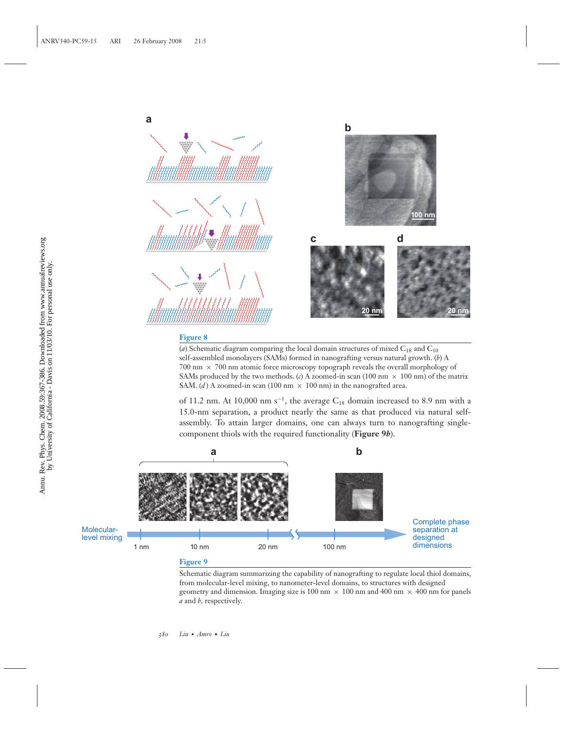**Figure 8**

(*a*) Schematic diagram comparing the local domain structures of mixed $C_{18}$ and $C_{10}$ self-assembled monolayers (SAMs) formed in nanografting versus natural growth. (*b*) A 700 nm × 700 nm atomic force microscopy topograph reveals the overall morphology of SAMs produced by the two methods. (*c*) A zoomed-in scan (100 nm × 100 nm) of the matrix SAM. (*d*) A zoomed-in scan (100 nm × 100 nm) in the nanografted area.

of 11.2 nm. At 10,000 nm $s^{-1}$, the average $C_{18}$ domain increased to 8.9 nm with a 15.0-nm separation, a product nearly the same as that produced via natural self-assembly. To attain larger domains, one can always turn to nanografting single-component thiols with the required functionality (**Figure 9*b***).

**Figure 9**

Schematic diagram summarizing the capability of nanografting to regulate local thiol domains, from molecular-level mixing, to nanometer-level domains, to structures with designed geometry and dimension. Imaging size is 100 nm × 100 nm and 400 nm × 400 nm for panels *a* and *b*, respectively.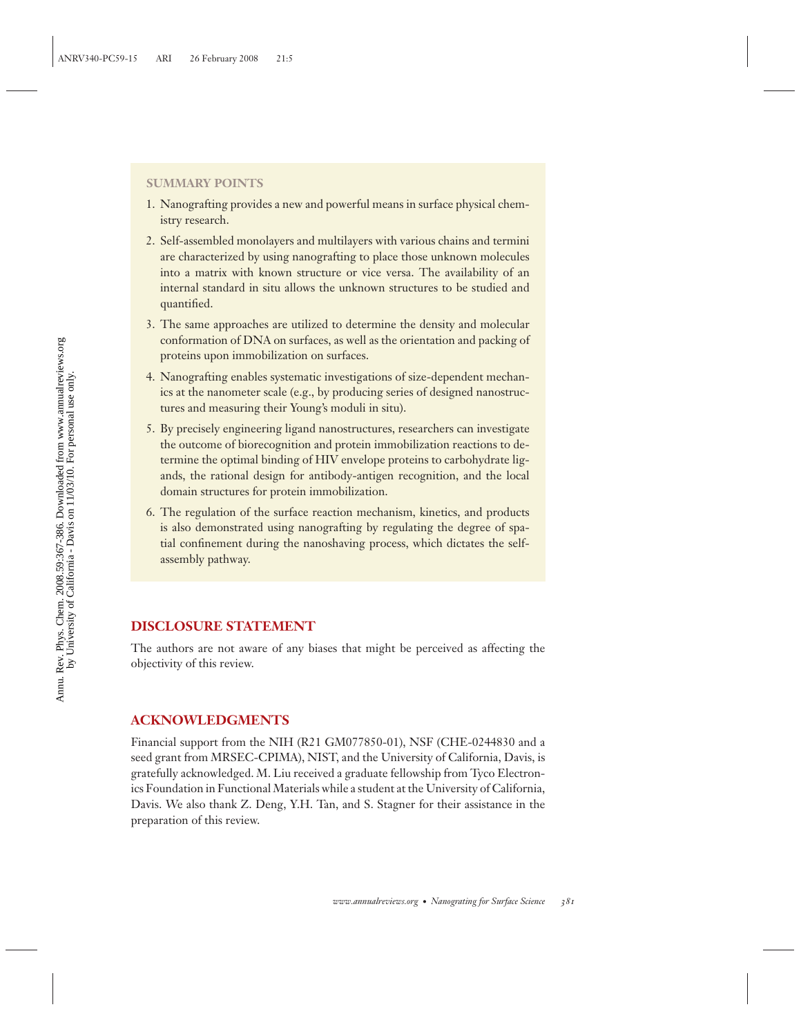## SUMMARY POINTS

1. Nanografting provides a new and powerful means in surface physical chemistry research.
2. Self-assembled monolayers and multilayers with various chains and termini are characterized by using nanografting to place those unknown molecules into a matrix with known structure or vice versa. The availability of an internal standard in situ allows the unknown structures to be studied and quantified.
3. The same approaches are utilized to determine the density and molecular conformation of DNA on surfaces, as well as the orientation and packing of proteins upon immobilization on surfaces.
4. Nanografting enables systematic investigations of size-dependent mechanics at the nanometer scale (e.g., by producing series of designed nanostructures and measuring their Young's moduli in situ).
5. By precisely engineering ligand nanostructures, researchers can investigate the outcome of biorecognition and protein immobilization reactions to determine the optimal binding of HIV envelope proteins to carbohydrate ligands, the rational design for antibody-antigen recognition, and the local domain structures for protein immobilization.
6. The regulation of the surface reaction mechanism, kinetics, and products is also demonstrated using nanografting by regulating the degree of spatial confinement during the nanoshaving process, which dictates the self-assembly pathway.

## DISCLOSURE STATEMENT

The authors are not aware of any biases that might be perceived as affecting the objectivity of this review.

## ACKNOWLEDGMENTS

Financial support from the NIH (R21 GM077850-01), NSF (CHE-0244830 and a seed grant from MRSEC-CPIMA), NIST, and the University of California, Davis, is gratefully acknowledged. M. Liu received a graduate fellowship from Tyco Electronics Foundation in Functional Materials while a student at the University of California, Davis. We also thank Z. Deng, Y.H. Tan, and S. Stagner for their assistance in the preparation of this review.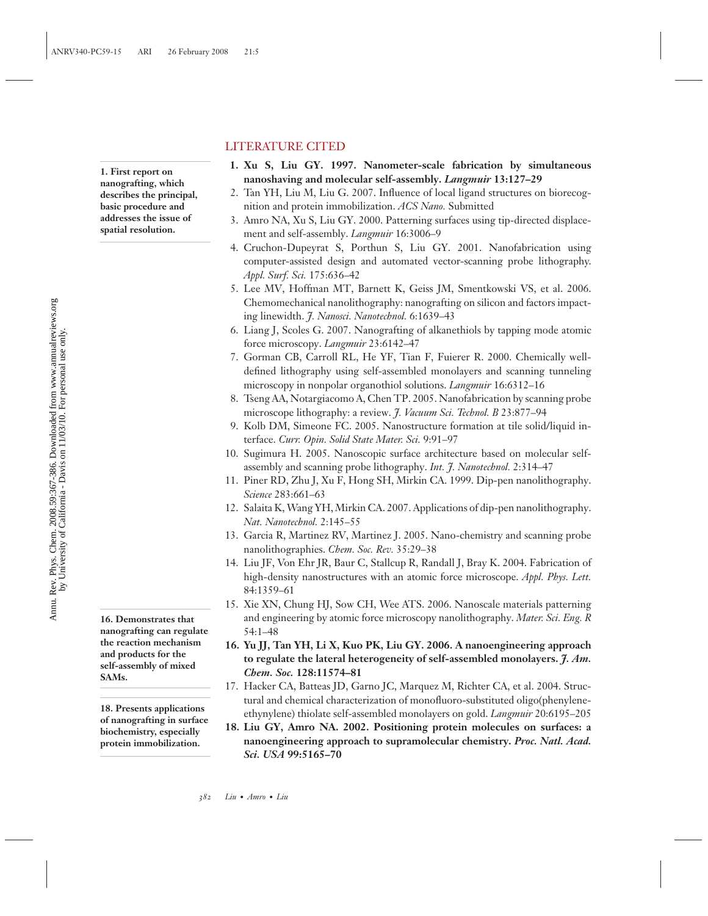## LITERATURE CITED

1. **Xu S, Liu GY. 1997. Nanometer-scale fabrication by simultaneous nanoshaving and molecular self-assembly. *Langmuir* 13:127–29**

**1. First report on nanografting, which describes the principal, basic procedure and addresses the issue of spatial resolution.**

2. Tan YH, Liu M, Liu G. 2007. Influence of local ligand structures on biorecognition and protein immobilization. *ACS Nano.* Submitted
3. Amro NA, Xu S, Liu GY. 2000. Patterning surfaces using tip-directed displacement and self-assembly. *Langmuir* 16:3006–9
4. Cruchon-Dupeyrat S, Porthun S, Liu GY. 2001. Nanofabrication using computer-assisted design and automated vector-scanning probe lithography. *Appl. Surf. Sci.* 175:636–42
5. Lee MV, Hoffman MT, Barnett K, Geiss JM, Smentkowski VS, et al. 2006. Chemomechanical nanolithography: nanografting on silicon and factors impacting linewidth. *J. Nanosci. Nanotechnol.* 6:1639–43
6. Liang J, Scoles G. 2007. Nanografting of alkanethiols by tapping mode atomic force microscopy. *Langmuir* 23:6142–47
7. Gorman CB, Carroll RL, He YF, Tian F, Fuierer R. 2000. Chemically well-defined lithography using self-assembled monolayers and scanning tunneling microscopy in nonpolar organothiol solutions. *Langmuir* 16:6312–16
8. Tseng AA, Notargiacomo A, Chen TP. 2005. Nanofabrication by scanning probe microscope lithography: a review. *J. Vacuum Sci. Technol. B* 23:877–94
9. Kolb DM, Simeone FC. 2005. Nanostructure formation at tile solid/liquid interface. *Curr. Opin. Solid State Mater. Sci.* 9:91–97
10. Sugimura H. 2005. Nanoscopic surface architecture based on molecular self-assembly and scanning probe lithography. *Int. J. Nanotechnol.* 2:314–47
11. Piner RD, Zhu J, Xu F, Hong SH, Mirkin CA. 1999. Dip-pen nanolithography. *Science* 283:661–63
12. Salaita K, Wang YH, Mirkin CA. 2007. Applications of dip-pen nanolithography. *Nat. Nanotechnol.* 2:145–55
13. Garcia R, Martinez RV, Martinez J. 2005. Nano-chemistry and scanning probe nanolithographies. *Chem. Soc. Rev.* 35:29–38
14. Liu JF, Von Ehr JR, Baur C, Stallcup R, Randall J, Bray K. 2004. Fabrication of high-density nanostructures with an atomic force microscope. *Appl. Phys. Lett.* 84:1359–61
15. Xie XN, Chung HJ, Sow CH, Wee ATS. 2006. Nanoscale materials patterning and engineering by atomic force microscopy nanolithography. *Mater. Sci. Eng. R* 54:1–48
16. **Yu JJ, Tan YH, Li X, Kuo PK, Liu GY. 2006. A nanoengineering approach to regulate the lateral heterogeneity of self-assembled monolayers. *J. Am. Chem. Soc.* 128:11574–81**

**16. Demonstrates that nanografting can regulate the reaction mechanism and products for the self-assembly of mixed SAMs.**

17. Hacker CA, Batteas JD, Garno JC, Marquez M, Richter CA, et al. 2004. Structural and chemical characterization of monofluoro-substituted oligo(phenylene-ethynylene) thiolate self-assembled monolayers on gold. *Langmuir* 20:6195–205
18. **Liu GY, Amro NA. 2002. Positioning protein molecules on surfaces: a nanoengineering approach to supramolecular chemistry. *Proc. Natl. Acad. Sci. USA* 99:5165–70**

**18. Presents applications of nanografting in surface biochemistry, especially protein immobilization.**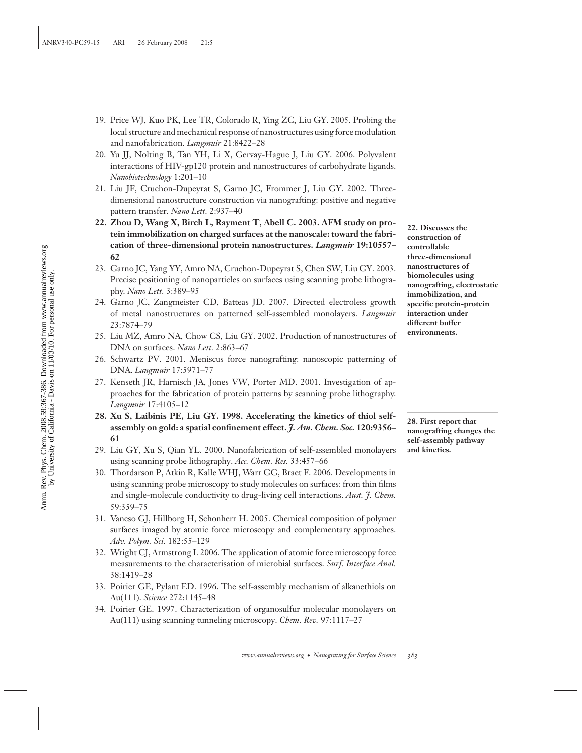19. Price WJ, Kuo PK, Lee TR, Colorado R, Ying ZC, Liu GY. 2005. Probing the local structure and mechanical response of nanostructures using force modulation and nanofabrication. *Langmuir* 21:8422–28
20. Yu JJ, Nolting B, Tan YH, Li X, Gervay-Hague J, Liu GY. 2006. Polyvalent interactions of HIV-gp120 protein and nanostructures of carbohydrate ligands. *Nanobiotechnology* 1:201–10
21. Liu JF, Cruchon-Dupeyrat S, Garno JC, Frommer J, Liu GY. 2002. Three-dimensional nanostructure construction via nanografting: positive and negative pattern transfer. *Nano Lett.* 2:937–40
22. **Zhou D, Wang X, Birch L, Rayment T, Abell C. 2003. AFM study on protein immobilization on charged surfaces at the nanoscale: toward the fabrication of three-dimensional protein nanostructures. *Langmuir* 19:10557–62**

**22. Discusses the construction of controllable three-dimensional nanostructures of biomolecules using nanografting, electrostatic immobilization, and specific protein-protein interaction under different buffer environments.**

23. Garno JC, Yang YY, Amro NA, Cruchon-Dupeyrat S, Chen SW, Liu GY. 2003. Precise positioning of nanoparticles on surfaces using scanning probe lithography. *Nano Lett.* 3:389–95
24. Garno JC, Zangmeister CD, Batteas JD. 2007. Directed electroless growth of metal nanostructures on patterned self-assembled monolayers. *Langmuir* 23:7874–79
25. Liu MZ, Amro NA, Chow CS, Liu GY. 2002. Production of nanostructures of DNA on surfaces. *Nano Lett.* 2:863–67
26. Schwartz PV. 2001. Meniscus force nanografting: nanoscopic patterning of DNA. *Langmuir* 17:5971–77
27. Kenseth JR, Harnisch JA, Jones VW, Porter MD. 2001. Investigation of approaches for the fabrication of protein patterns by scanning probe lithography. *Langmuir* 17:4105–12
28. **Xu S, Laibinis PE, Liu GY. 1998. Accelerating the kinetics of thiol self-assembly on gold: a spatial confinement effect. *J. Am. Chem. Soc.* 120:9356–61**

**28. First report that nanografting changes the self-assembly pathway and kinetics.**

29. Liu GY, Xu S, Qian YL. 2000. Nanofabrication of self-assembled monolayers using scanning probe lithography. *Acc. Chem. Res.* 33:457–66
30. Thordarson P, Atkin R, Kalle WHJ, Warr GG, Braet F. 2006. Developments in using scanning probe microscopy to study molecules on surfaces: from thin films and single-molecule conductivity to drug-living cell interactions. *Aust. J. Chem.* 59:359–75
31. Vancso GJ, Hillborg H, Schonherr H. 2005. Chemical composition of polymer surfaces imaged by atomic force microscopy and complementary approaches. *Adv. Polym. Sci.* 182:55–129
32. Wright CJ, Armstrong I. 2006. The application of atomic force microscopy force measurements to the characterisation of microbial surfaces. *Surf. Interface Anal.* 38:1419–28
33. Poirier GE, Pylant ED. 1996. The self-assembly mechanism of alkanethiols on Au(111). *Science* 272:1145–48
34. Poirier GE. 1997. Characterization of organosulfur molecular monolayers on Au(111) using scanning tunneling microscopy. *Chem. Rev.* 97:1117–27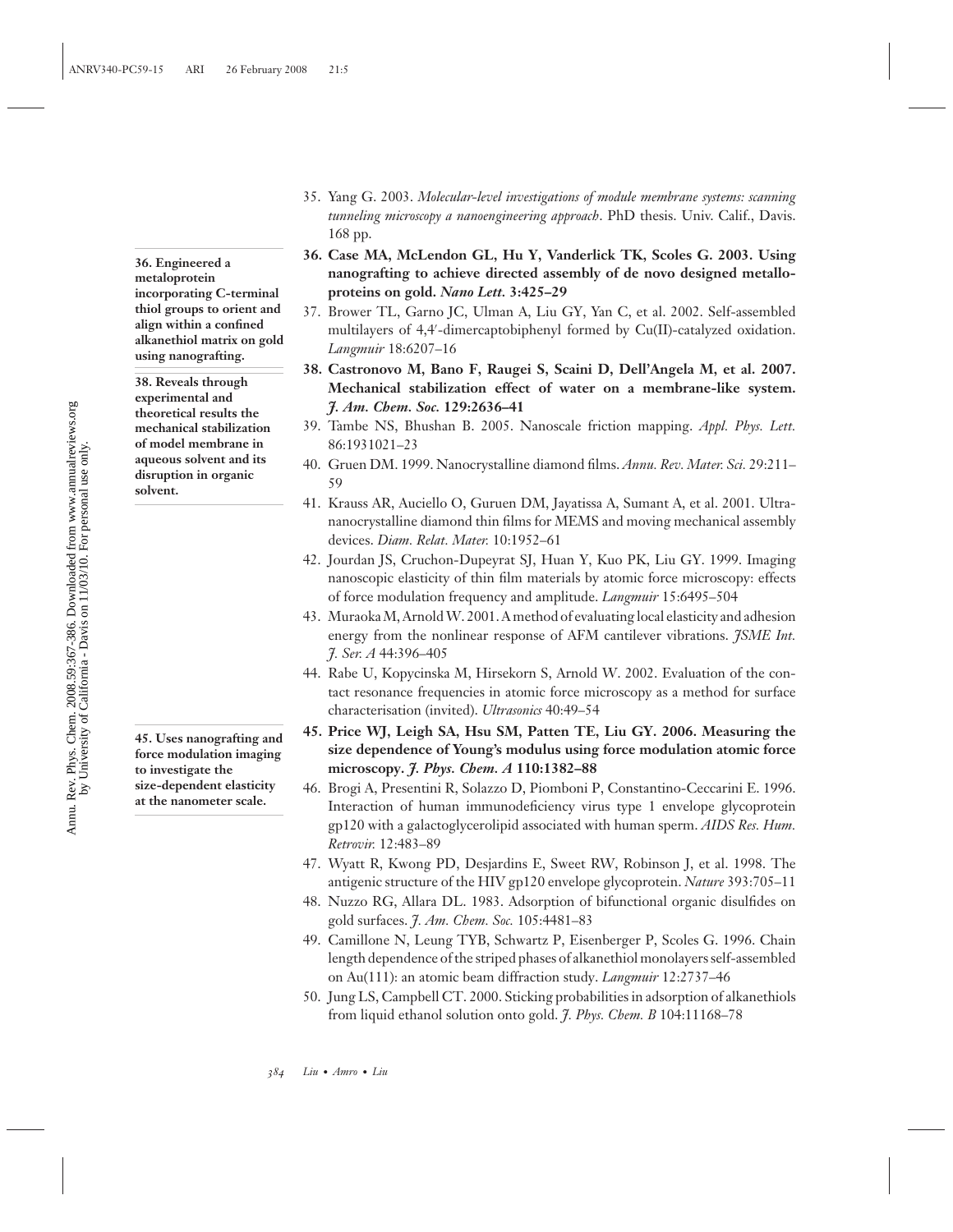35. Yang G. 2003. *Molecular-level investigations of module membrane systems: scanning tunneling microscopy a nanoengineering approach*. PhD thesis. Univ. Calif., Davis. 168 pp.

**36. Case MA, McLendon GL, Hu Y, Vanderlick TK, Scoles G. 2003. Using nanografting to achieve directed assembly of de novo designed metalloproteins on gold. *Nano Lett.* 3:425–29**

**36. Engineered a metaloprotein incorporating C-terminal thiol groups to orient and align within a confined alkanethiol matrix on gold using nanografting.**

37. Brower TL, Garno JC, Ulman A, Liu GY, Yan C, et al. 2002. Self-assembled multilayers of 4,4′-dimercaptobiphenyl formed by Cu(II)-catalyzed oxidation. *Langmuir* 18:6207–16

**38. Castronovo M, Bano F, Raugei S, Scaini D, Dell'Angela M, et al. 2007. Mechanical stabilization effect of water on a membrane-like system. *J. Am. Chem. Soc.* 129:2636–41**

**38. Reveals through experimental and theoretical results the mechanical stabilization of model membrane in aqueous solvent and its disruption in organic solvent.**

39. Tambe NS, Bhushan B. 2005. Nanoscale friction mapping. *Appl. Phys. Lett.* 86:1931021–23

40. Gruen DM. 1999. Nanocrystalline diamond films. *Annu. Rev. Mater. Sci.* 29:211–59

41. Krauss AR, Auciello O, Guruen DM, Jayatissa A, Sumant A, et al. 2001. Ultrananocrystalline diamond thin films for MEMS and moving mechanical assembly devices. *Diam. Relat. Mater.* 10:1952–61

42. Jourdan JS, Cruchon-Dupeyrat SJ, Huan Y, Kuo PK, Liu GY. 1999. Imaging nanoscopic elasticity of thin film materials by atomic force microscopy: effects of force modulation frequency and amplitude. *Langmuir* 15:6495–504

43. Muraoka M, Arnold W. 2001. A method of evaluating local elasticity and adhesion energy from the nonlinear response of AFM cantilever vibrations. *JSME Int. J. Ser. A* 44:396–405

44. Rabe U, Kopycinska M, Hirsekorn S, Arnold W. 2002. Evaluation of the contact resonance frequencies in atomic force microscopy as a method for surface characterisation (invited). *Ultrasonics* 40:49–54

**45. Price WJ, Leigh SA, Hsu SM, Patten TE, Liu GY. 2006. Measuring the size dependence of Young's modulus using force modulation atomic force microscopy. *J. Phys. Chem. A* 110:1382–88**

**45. Uses nanografting and force modulation imaging to investigate the size-dependent elasticity at the nanometer scale.**

46. Brogi A, Presentini R, Solazzo D, Piomboni P, Constantino-Ceccarini E. 1996. Interaction of human immunodeficiency virus type 1 envelope glycoprotein gp120 with a galactoglycerolipid associated with human sperm. *AIDS Res. Hum. Retrovir.* 12:483–89

47. Wyatt R, Kwong PD, Desjardins E, Sweet RW, Robinson J, et al. 1998. The antigenic structure of the HIV gp120 envelope glycoprotein. *Nature* 393:705–11

48. Nuzzo RG, Allara DL. 1983. Adsorption of bifunctional organic disulfides on gold surfaces. *J. Am. Chem. Soc.* 105:4481–83

49. Camillone N, Leung TYB, Schwartz P, Eisenberger P, Scoles G. 1996. Chain length dependence of the striped phases of alkanethiol monolayers self-assembled on Au(111): an atomic beam diffraction study. *Langmuir* 12:2737–46

50. Jung LS, Campbell CT. 2000. Sticking probabilities in adsorption of alkanethiols from liquid ethanol solution onto gold. *J. Phys. Chem. B* 104:11168–78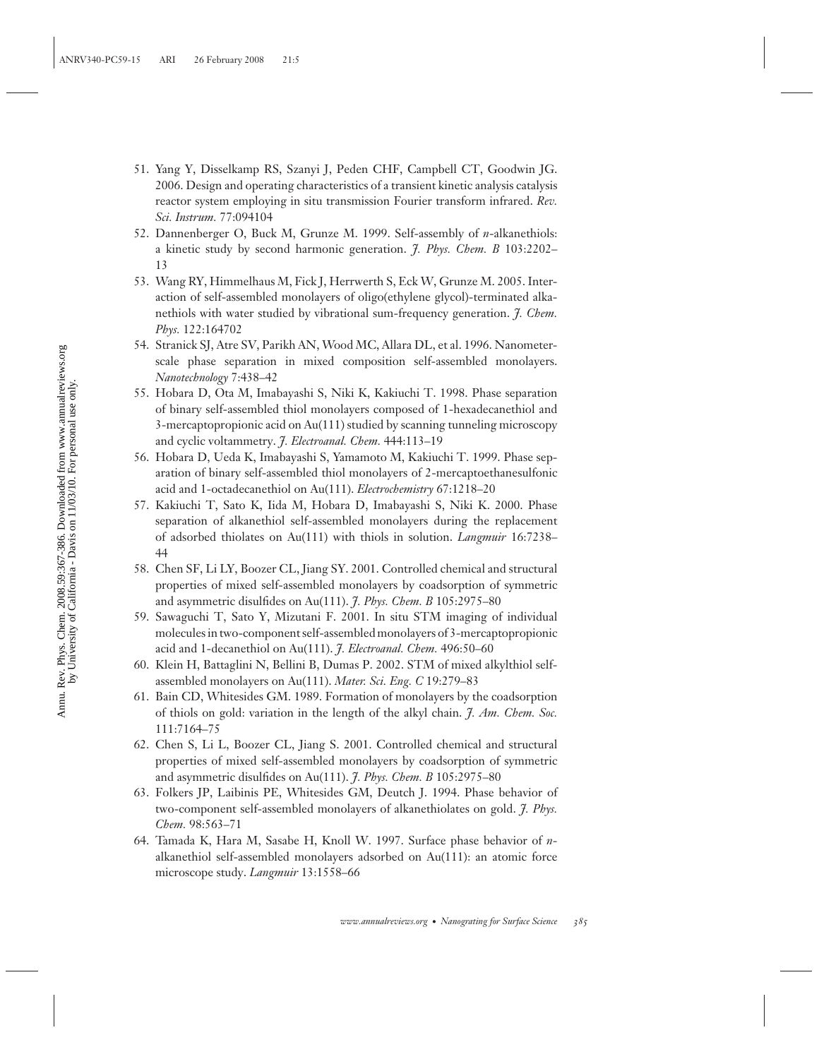51. Yang Y, Disselkamp RS, Szanyi J, Peden CHF, Campbell CT, Goodwin JG. 2006. Design and operating characteristics of a transient kinetic analysis catalysis reactor system employing in situ transmission Fourier transform infrared. *Rev. Sci. Instrum.* 77:094104
52. Dannenberger O, Buck M, Grunze M. 1999. Self-assembly of *n*-alkanethiols: a kinetic study by second harmonic generation. *J. Phys. Chem. B* 103:2202–13
53. Wang RY, Himmelhaus M, Fick J, Herrwerth S, Eck W, Grunze M. 2005. Interaction of self-assembled monolayers of oligo(ethylene glycol)-terminated alkanethiols with water studied by vibrational sum-frequency generation. *J. Chem. Phys.* 122:164702
54. Stranick SJ, Atre SV, Parikh AN, Wood MC, Allara DL, et al. 1996. Nanometer-scale phase separation in mixed composition self-assembled monolayers. *Nanotechnology* 7:438–42
55. Hobara D, Ota M, Imabayashi S, Niki K, Kakiuchi T. 1998. Phase separation of binary self-assembled thiol monolayers composed of 1-hexadecanethiol and 3-mercaptopropionic acid on Au(111) studied by scanning tunneling microscopy and cyclic voltammetry. *J. Electroanal. Chem.* 444:113–19
56. Hobara D, Ueda K, Imabayashi S, Yamamoto M, Kakiuchi T. 1999. Phase separation of binary self-assembled thiol monolayers of 2-mercaptoethanesulfonic acid and 1-octadecanethiol on Au(111). *Electrochemistry* 67:1218–20
57. Kakiuchi T, Sato K, Iida M, Hobara D, Imabayashi S, Niki K. 2000. Phase separation of alkanethiol self-assembled monolayers during the replacement of adsorbed thiolates on Au(111) with thiols in solution. *Langmuir* 16:7238–44
58. Chen SF, Li LY, Boozer CL, Jiang SY. 2001. Controlled chemical and structural properties of mixed self-assembled monolayers by coadsorption of symmetric and asymmetric disulfides on Au(111). *J. Phys. Chem. B* 105:2975–80
59. Sawaguchi T, Sato Y, Mizutani F. 2001. In situ STM imaging of individual molecules in two-component self-assembled monolayers of 3-mercaptopropionic acid and 1-decanethiol on Au(111). *J. Electroanal. Chem.* 496:50–60
60. Klein H, Battaglini N, Bellini B, Dumas P. 2002. STM of mixed alkylthiol self-assembled monolayers on Au(111). *Mater. Sci. Eng. C* 19:279–83
61. Bain CD, Whitesides GM. 1989. Formation of monolayers by the coadsorption of thiols on gold: variation in the length of the alkyl chain. *J. Am. Chem. Soc.* 111:7164–75
62. Chen S, Li L, Boozer CL, Jiang S. 2001. Controlled chemical and structural properties of mixed self-assembled monolayers by coadsorption of symmetric and asymmetric disulfides on Au(111). *J. Phys. Chem. B* 105:2975–80
63. Folkers JP, Laibinis PE, Whitesides GM, Deutch J. 1994. Phase behavior of two-component self-assembled monolayers of alkanethiolates on gold. *J. Phys. Chem.* 98:563–71
64. Tamada K, Hara M, Sasabe H, Knoll W. 1997. Surface phase behavior of *n*-alkanethiol self-assembled monolayers adsorbed on Au(111): an atomic force microscope study. *Langmuir* 13:1558–66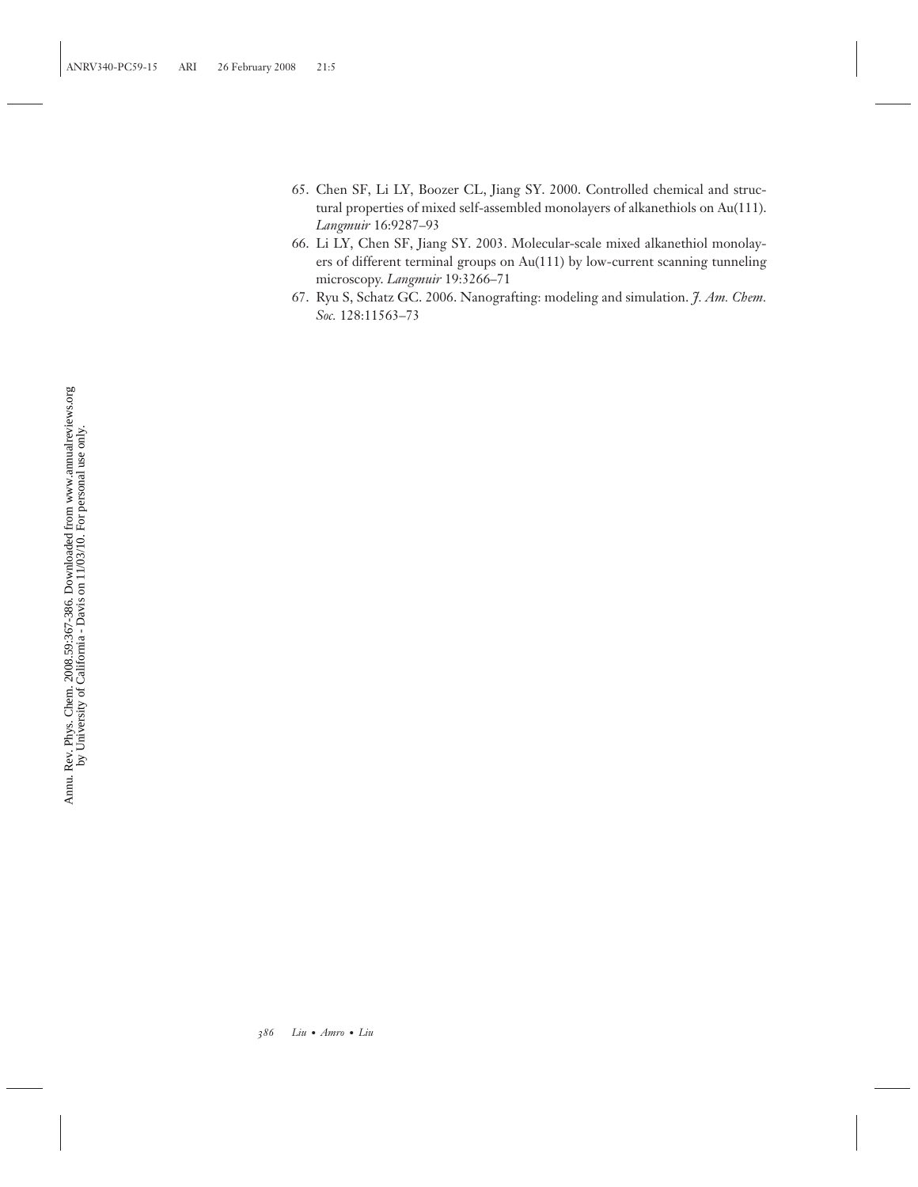65. Chen SF, Li LY, Boozer CL, Jiang SY. 2000. Controlled chemical and structural properties of mixed self-assembled monolayers of alkanethiols on Au(111). *Langmuir* 16:9287–93
66. Li LY, Chen SF, Jiang SY. 2003. Molecular-scale mixed alkanethiol monolayers of different terminal groups on Au(111) by low-current scanning tunneling microscopy. *Langmuir* 19:3266–71
67. Ryu S, Schatz GC. 2006. Nanografting: modeling and simulation. *J. Am. Chem. Soc.* 128:11563–73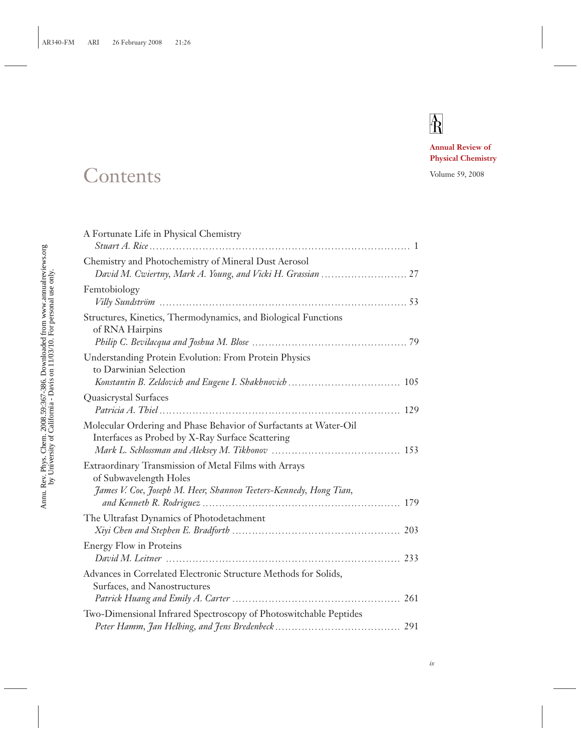# Contents

**Annual Review of Physical Chemistry**

Volume 59, 2008

A Fortunate Life in Physical Chemistry
*Stuart A. Rice* ..... 1

Chemistry and Photochemistry of Mineral Dust Aerosol
*David M. Cwiertny, Mark A. Young, and Vicki H. Grassian* ..... 27

Femtobiology
*Villy Sundström* ..... 53

Structures, Kinetics, Thermodynamics, and Biological Functions of RNA Hairpins
*Philip C. Bevilacqua and Joshua M. Blose* ..... 79

Understanding Protein Evolution: From Protein Physics to Darwinian Selection
*Konstantin B. Zeldovich and Eugene I. Shakhnovich* ..... 105

Quasicrystal Surfaces
*Patricia A. Thiel* ..... 129

Molecular Ordering and Phase Behavior of Surfactants at Water-Oil Interfaces as Probed by X-Ray Surface Scattering
*Mark L. Schlossman and Aleksey M. Tikhonov* ..... 153

Extraordinary Transmission of Metal Films with Arrays of Subwavelength Holes
*James V. Coe, Joseph M. Heer, Shannon Teeters-Kennedy, Hong Tian, and Kenneth R. Rodriguez* ..... 179

The Ultrafast Dynamics of Photodetachment
*Xiyi Chen and Stephen E. Bradforth* ..... 203

Energy Flow in Proteins
*David M. Leitner* ..... 233

Advances in Correlated Electronic Structure Methods for Solids, Surfaces, and Nanostructures
*Patrick Huang and Emily A. Carter* ..... 261

Two-Dimensional Infrared Spectroscopy of Photoswitchable Peptides
*Peter Hamm, Jan Helbing, and Jens Bredenbeck* ..... 291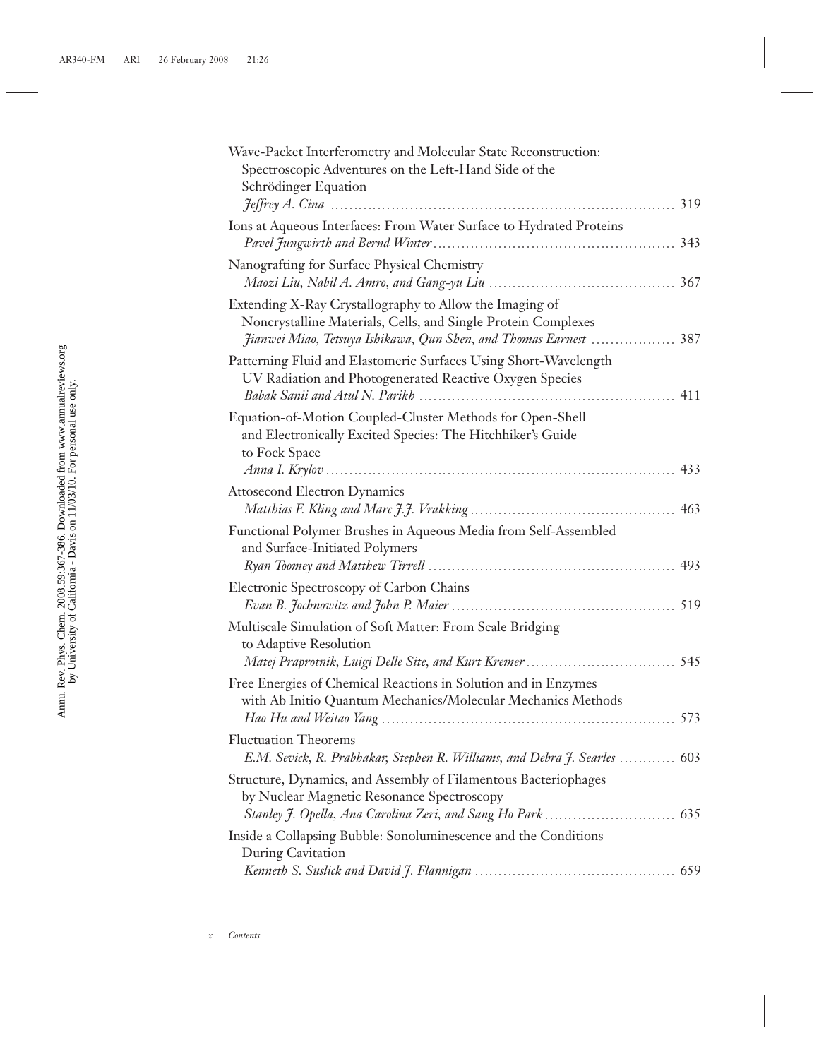Wave-Packet Interferometry and Molecular State Reconstruction: Spectroscopic Adventures on the Left-Hand Side of the Schrödinger Equation
*Jeffrey A. Cina* ........ 319

Ions at Aqueous Interfaces: From Water Surface to Hydrated Proteins
*Pavel Jungwirth and Bernd Winter* ........ 343

Nanografting for Surface Physical Chemistry
*Maozi Liu, Nabil A. Amro, and Gang-yu Liu* ........ 367

Extending X-Ray Crystallography to Allow the Imaging of Noncrystalline Materials, Cells, and Single Protein Complexes
*Jianwei Miao, Tetsuya Ishikawa, Qun Shen, and Thomas Earnest* ........ 387

Patterning Fluid and Elastomeric Surfaces Using Short-Wavelength UV Radiation and Photogenerated Reactive Oxygen Species
*Babak Sanii and Atul N. Parikh* ........ 411

Equation-of-Motion Coupled-Cluster Methods for Open-Shell and Electronically Excited Species: The Hitchhiker's Guide to Fock Space
*Anna I. Krylov* ........ 433

Attosecond Electron Dynamics
*Matthias F. Kling and Marc J.J. Vrakking* ........ 463

Functional Polymer Brushes in Aqueous Media from Self-Assembled and Surface-Initiated Polymers
*Ryan Toomey and Matthew Tirrell* ........ 493

Electronic Spectroscopy of Carbon Chains
*Evan B. Jochnowitz and John P. Maier* ........ 519

Multiscale Simulation of Soft Matter: From Scale Bridging to Adaptive Resolution
*Matej Praprotnik, Luigi Delle Site, and Kurt Kremer* ........ 545

Free Energies of Chemical Reactions in Solution and in Enzymes with Ab Initio Quantum Mechanics/Molecular Mechanics Methods
*Hao Hu and Weitao Yang* ........ 573

Fluctuation Theorems
*E.M. Sevick, R. Prabhakar, Stephen R. Williams, and Debra J. Searles* ........ 603

Structure, Dynamics, and Assembly of Filamentous Bacteriophages by Nuclear Magnetic Resonance Spectroscopy
*Stanley J. Opella, Ana Carolina Zeri, and Sang Ho Park* ........ 635

Inside a Collapsing Bubble: Sonoluminescence and the Conditions During Cavitation
*Kenneth S. Suslick and David J. Flannigan* ........ 659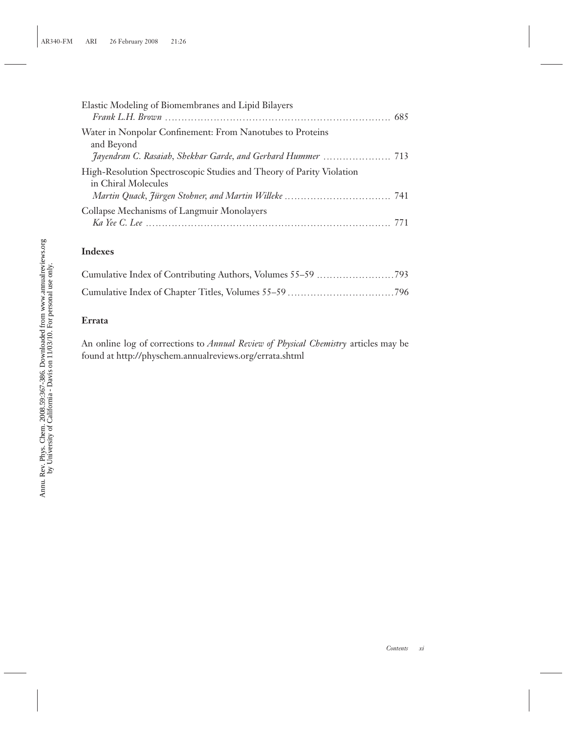Elastic Modeling of Biomembranes and Lipid Bilayers
*Frank L.H. Brown* ........................................................................ 685

Water in Nonpolar Confinement: From Nanotubes to Proteins and Beyond
*Jayendran C. Rasaiah, Shekhar Garde, and Gerhard Hummer* .................... 713

High-Resolution Spectroscopic Studies and Theory of Parity Violation in Chiral Molecules
*Martin Quack, Jürgen Stohner, and Martin Willeke* ................................ 741

Collapse Mechanisms of Langmuir Monolayers
*Ka Yee C. Lee* ........................................................................ 771

## Indexes

Cumulative Index of Contributing Authors, Volumes 55–59 ........................793

Cumulative Index of Chapter Titles, Volumes 55–59 ................................796

## Errata

An online log of corrections to *Annual Review of Physical Chemistry* articles may be found at http://physchem.annualreviews.org/errata.shtml